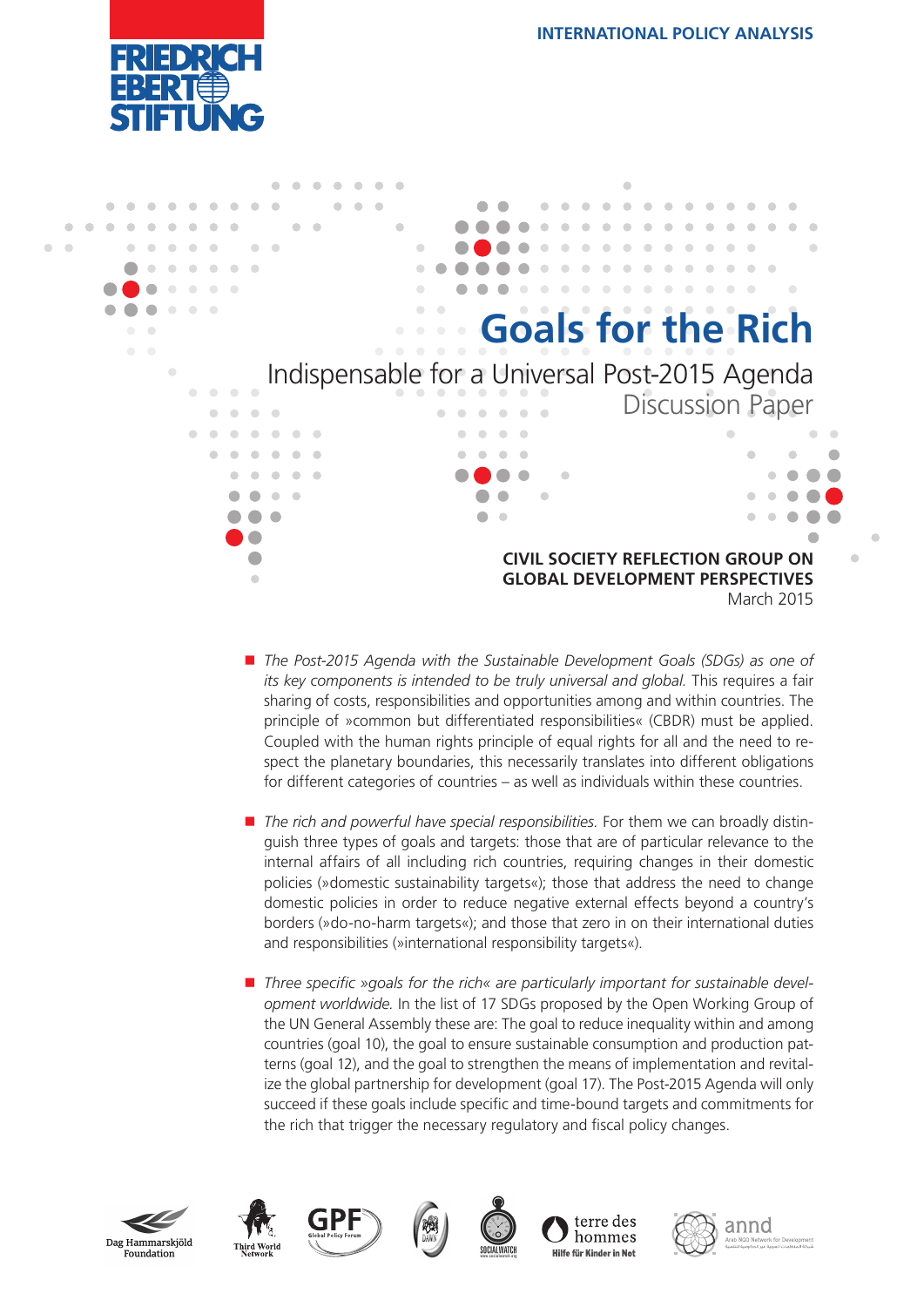FRIEDRICH EBERT STIFTUNG

INTERNATIONAL POLICY ANALYSIS

# Goals for the Rich

## Indispensable for a Universal Post-2015 Agenda

Discussion Paper

**CIVIL SOCIETY REFLECTION GROUP ON GLOBAL DEVELOPMENT PERSPECTIVES**
March 2015

- *The Post-2015 Agenda with the Sustainable Development Goals (SDGs) as one of its key components is intended to be truly universal and global.* This requires a fair sharing of costs, responsibilities and opportunities among and within countries. The principle of »common but differentiated responsibilities« (CBDR) must be applied. Coupled with the human rights principle of equal rights for all and the need to respect the planetary boundaries, this necessarily translates into different obligations for different categories of countries – as well as individuals within these countries.

- *The rich and powerful have special responsibilities.* For them we can broadly distinguish three types of goals and targets: those that are of particular relevance to the internal affairs of all including rich countries, requiring changes in their domestic policies (»domestic sustainability targets«); those that address the need to change domestic policies in order to reduce negative external effects beyond a country's borders (»do-no-harm targets«); and those that zero in on their international duties and responsibilities (»international responsibility targets«).

- *Three specific »goals for the rich« are particularly important for sustainable development worldwide.* In the list of 17 SDGs proposed by the Open Working Group of the UN General Assembly these are: The goal to reduce inequality within and among countries (goal 10), the goal to ensure sustainable consumption and production patterns (goal 12), and the goal to strengthen the means of implementation and revitalize the global partnership for development (goal 17). The Post-2015 Agenda will only succeed if these goals include specific and time-bound targets and commitments for the rich that trigger the necessary regulatory and fiscal policy changes.

Dag Hammarskjöld Foundation | Third World Network | GPF Global Policy Forum | DAWN | SOCIAL WATCH | terre des hommes – Hilfe für Kinder in Not | annd Arab NGO Network for Development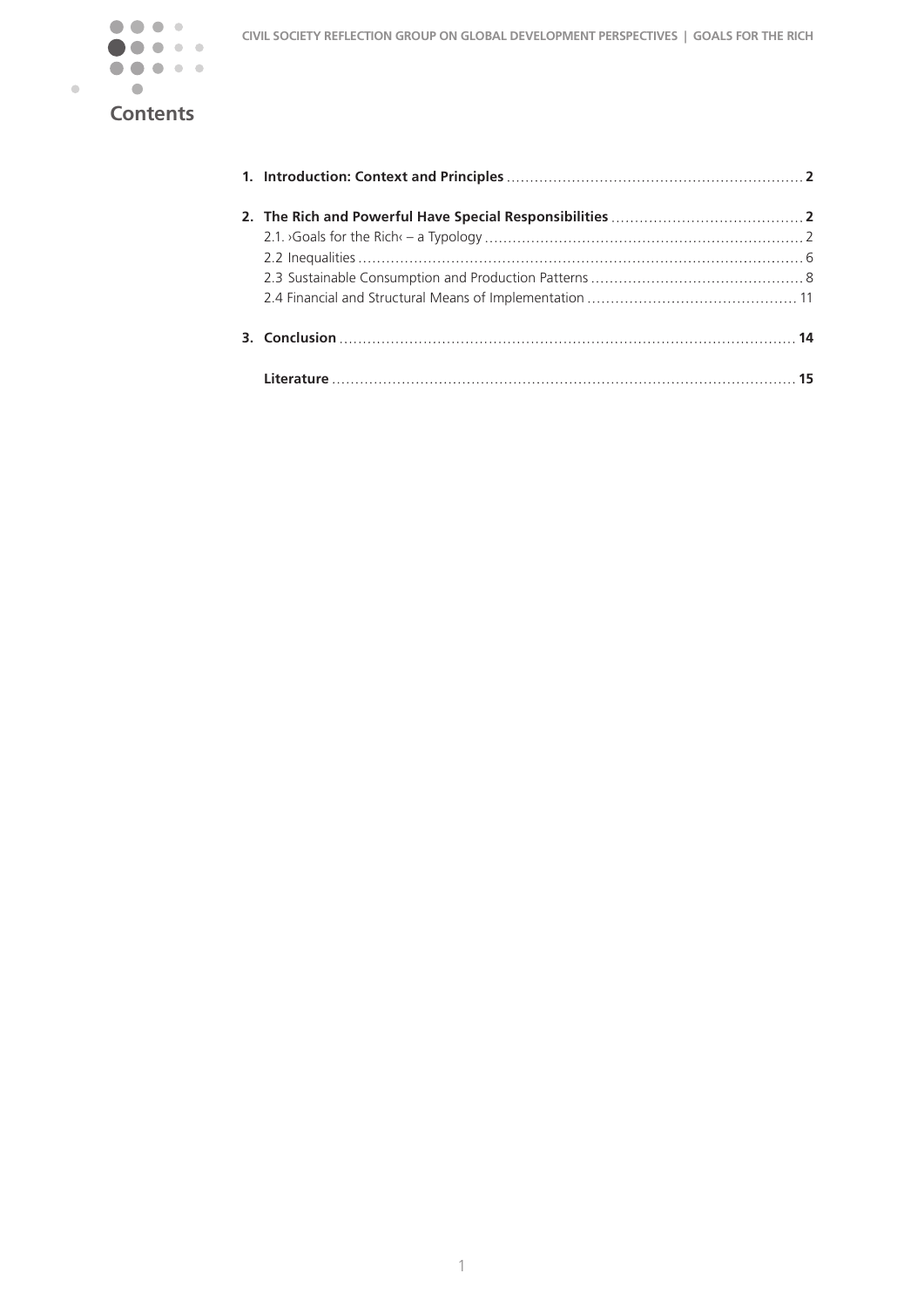# Contents

**1. Introduction: Context and Principles** ..... **2**

**2. The Rich and Powerful Have Special Responsibilities** ..... **2**

2.1. ›Goals for the Rich‹ – a Typology ..... 2

2.2 Inequalities ..... 6

2.3 Sustainable Consumption and Production Patterns ..... 8

2.4 Financial and Structural Means of Implementation ..... 11

**3. Conclusion** ..... **14**

**Literature** ..... **15**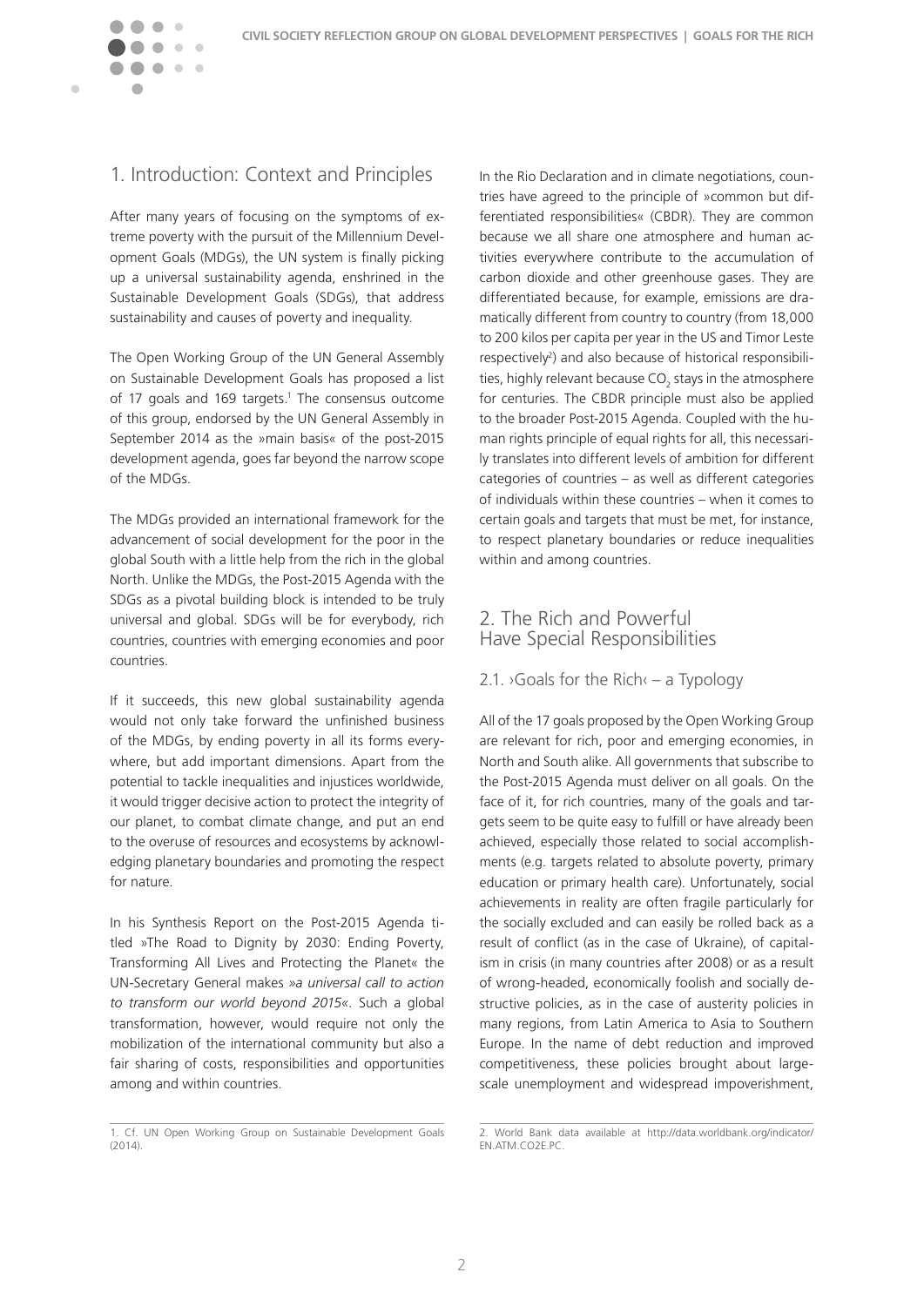## 1. Introduction: Context and Principles

After many years of focusing on the symptoms of extreme poverty with the pursuit of the Millennium Development Goals (MDGs), the UN system is finally picking up a universal sustainability agenda, enshrined in the Sustainable Development Goals (SDGs), that address sustainability and causes of poverty and inequality.

The Open Working Group of the UN General Assembly on Sustainable Development Goals has proposed a list of 17 goals and 169 targets.[1] The consensus outcome of this group, endorsed by the UN General Assembly in September 2014 as the »main basis« of the post-2015 development agenda, goes far beyond the narrow scope of the MDGs.

The MDGs provided an international framework for the advancement of social development for the poor in the global South with a little help from the rich in the global North. Unlike the MDGs, the Post-2015 Agenda with the SDGs as a pivotal building block is intended to be truly universal and global. SDGs will be for everybody, rich countries, countries with emerging economies and poor countries.

If it succeeds, this new global sustainability agenda would not only take forward the unfinished business of the MDGs, by ending poverty in all its forms everywhere, but add important dimensions. Apart from the potential to tackle inequalities and injustices worldwide, it would trigger decisive action to protect the integrity of our planet, to combat climate change, and put an end to the overuse of resources and ecosystems by acknowledging planetary boundaries and promoting the respect for nature.

In his Synthesis Report on the Post-2015 Agenda titled »The Road to Dignity by 2030: Ending Poverty, Transforming All Lives and Protecting the Planet« the UN-Secretary General makes »*a universal call to action to transform our world beyond 2015*«. Such a global transformation, however, would require not only the mobilization of the international community but also a fair sharing of costs, responsibilities and opportunities among and within countries.

In the Rio Declaration and in climate negotiations, countries have agreed to the principle of »common but differentiated responsibilities« (CBDR). They are common because we all share one atmosphere and human activities everywhere contribute to the accumulation of carbon dioxide and other greenhouse gases. They are differentiated because, for example, emissions are dramatically different from country to country (from 18,000 to 200 kilos per capita per year in the US and Timor Leste respectively[2]) and also because of historical responsibilities, highly relevant because $CO_2$ stays in the atmosphere for centuries. The CBDR principle must also be applied to the broader Post-2015 Agenda. Coupled with the human rights principle of equal rights for all, this necessarily translates into different levels of ambition for different categories of countries – as well as different categories of individuals within these countries – when it comes to certain goals and targets that must be met, for instance, to respect planetary boundaries or reduce inequalities within and among countries.

## 2. The Rich and Powerful Have Special Responsibilities

### 2.1. ›Goals for the Rich‹ – a Typology

All of the 17 goals proposed by the Open Working Group are relevant for rich, poor and emerging economies, in North and South alike. All governments that subscribe to the Post-2015 Agenda must deliver on all goals. On the face of it, for rich countries, many of the goals and targets seem to be quite easy to fulfill or have already been achieved, especially those related to social accomplishments (e.g. targets related to absolute poverty, primary education or primary health care). Unfortunately, social achievements in reality are often fragile particularly for the socially excluded and can easily be rolled back as a result of conflict (as in the case of Ukraine), of capitalism in crisis (in many countries after 2008) or as a result of wrong-headed, economically foolish and socially destructive policies, as in the case of austerity policies in many regions, from Latin America to Asia to Southern Europe. In the name of debt reduction and improved competitiveness, these policies brought about large-scale unemployment and widespread impoverishment,

---

1. Cf. UN Open Working Group on Sustainable Development Goals (2014).

2. World Bank data available at http://data.worldbank.org/indicator/EN.ATM.CO2E.PC.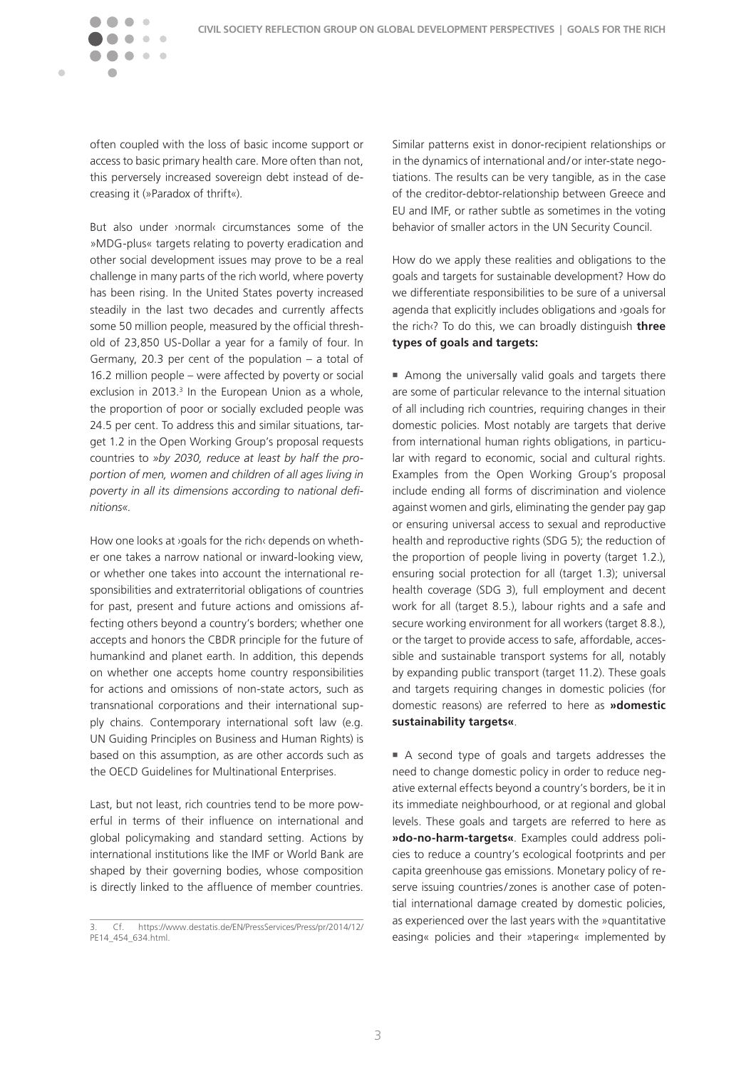often coupled with the loss of basic income support or access to basic primary health care. More often than not, this perversely increased sovereign debt instead of decreasing it (»Paradox of thrift«).

But also under ›normal‹ circumstances some of the »MDG-plus« targets relating to poverty eradication and other social development issues may prove to be a real challenge in many parts of the rich world, where poverty has been rising. In the United States poverty increased steadily in the last two decades and currently affects some 50 million people, measured by the official threshold of 23,850 US-Dollar a year for a family of four. In Germany, 20.3 per cent of the population – a total of 16.2 million people – were affected by poverty or social exclusion in 2013.[3] In the European Union as a whole, the proportion of poor or socially excluded people was 24.5 per cent. To address this and similar situations, target 1.2 in the Open Working Group's proposal requests countries to »*by 2030, reduce at least by half the proportion of men, women and children of all ages living in poverty in all its dimensions according to national definitions*«.

How one looks at ›goals for the rich‹ depends on whether one takes a narrow national or inward-looking view, or whether one takes into account the international responsibilities and extraterritorial obligations of countries for past, present and future actions and omissions affecting others beyond a country's borders; whether one accepts and honors the CBDR principle for the future of humankind and planet earth. In addition, this depends on whether one accepts home country responsibilities for actions and omissions of non-state actors, such as transnational corporations and their international supply chains. Contemporary international soft law (e.g. UN Guiding Principles on Business and Human Rights) is based on this assumption, as are other accords such as the OECD Guidelines for Multinational Enterprises.

Last, but not least, rich countries tend to be more powerful in terms of their influence on international and global policymaking and standard setting. Actions by international institutions like the IMF or World Bank are shaped by their governing bodies, whose composition is directly linked to the affluence of member countries. Similar patterns exist in donor-recipient relationships or in the dynamics of international and/or inter-state negotiations. The results can be very tangible, as in the case of the creditor-debtor-relationship between Greece and EU and IMF, or rather subtle as sometimes in the voting behavior of smaller actors in the UN Security Council.

How do we apply these realities and obligations to the goals and targets for sustainable development? How do we differentiate responsibilities to be sure of a universal agenda that explicitly includes obligations and ›goals for the rich‹? To do this, we can broadly distinguish **three types of goals and targets:**

- Among the universally valid goals and targets there are some of particular relevance to the internal situation of all including rich countries, requiring changes in their domestic policies. Most notably are targets that derive from international human rights obligations, in particular with regard to economic, social and cultural rights. Examples from the Open Working Group's proposal include ending all forms of discrimination and violence against women and girls, eliminating the gender pay gap or ensuring universal access to sexual and reproductive health and reproductive rights (SDG 5); the reduction of the proportion of people living in poverty (target 1.2.), ensuring social protection for all (target 1.3); universal health coverage (SDG 3), full employment and decent work for all (target 8.5.), labour rights and a safe and secure working environment for all workers (target 8.8.), or the target to provide access to safe, affordable, accessible and sustainable transport systems for all, notably by expanding public transport (target 11.2). These goals and targets requiring changes in domestic policies (for domestic reasons) are referred to here as **»domestic sustainability targets«**.

- A second type of goals and targets addresses the need to change domestic policy in order to reduce negative external effects beyond a country's borders, be it in its immediate neighbourhood, or at regional and global levels. These goals and targets are referred to here as **»do-no-harm-targets«**. Examples could address policies to reduce a country's ecological footprints and per capita greenhouse gas emissions. Monetary policy of reserve issuing countries/zones is another case of potential international damage created by domestic policies, as experienced over the last years with the »quantitative easing« policies and their »tapering« implemented by

3. Cf. https://www.destatis.de/EN/PressServices/Press/pr/2014/12/PE14_454_634.html.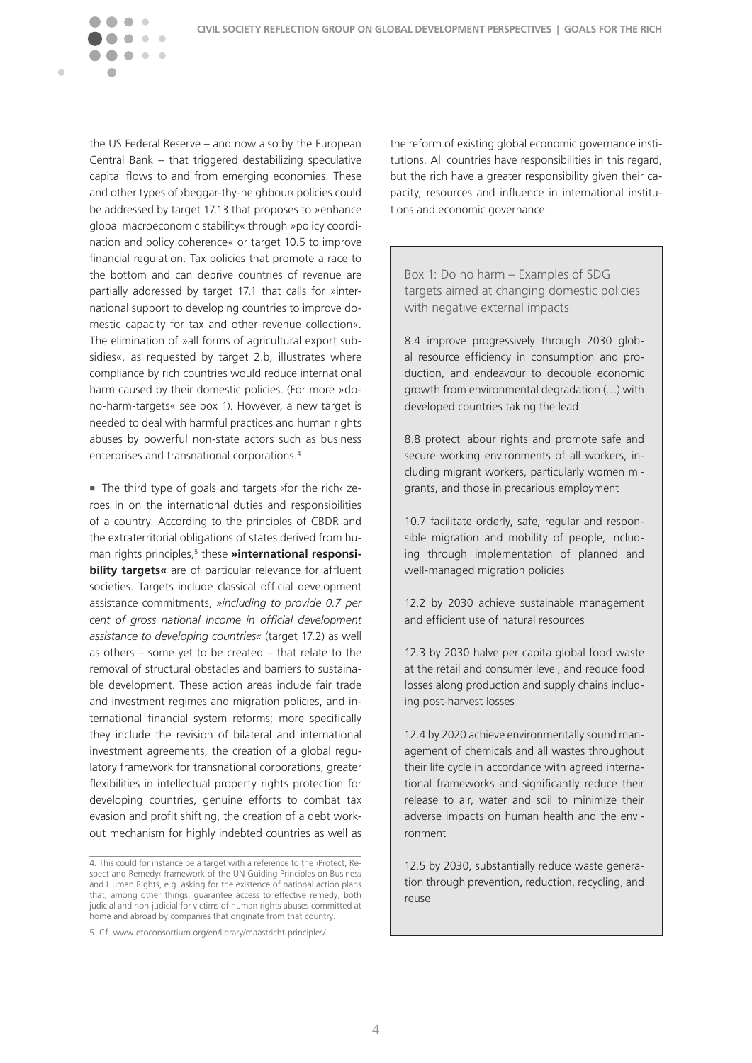the US Federal Reserve – and now also by the European Central Bank – that triggered destabilizing speculative capital flows to and from emerging economies. These and other types of ›beggar-thy-neighbour‹ policies could be addressed by target 17.13 that proposes to »enhance global macroeconomic stability« through »policy coordination and policy coherence« or target 10.5 to improve financial regulation. Tax policies that promote a race to the bottom and can deprive countries of revenue are partially addressed by target 17.1 that calls for »international support to developing countries to improve domestic capacity for tax and other revenue collection«. The elimination of »all forms of agricultural export subsidies«, as requested by target 2.b, illustrates where compliance by rich countries would reduce international harm caused by their domestic policies. (For more »do-no-harm-targets« see box 1). However, a new target is needed to deal with harmful practices and human rights abuses by powerful non-state actors such as business enterprises and transnational corporations.[4]

■ The third type of goals and targets ›for the rich‹ zeroes in on the international duties and responsibilities of a country. According to the principles of CBDR and the extraterritorial obligations of states derived from human rights principles,[5] these **»international responsibility targets«** are of particular relevance for affluent societies. Targets include classical official development assistance commitments, *»including to provide 0.7 per cent of gross national income in official development assistance to developing countries«* (target 17.2) as well as others – some yet to be created – that relate to the removal of structural obstacles and barriers to sustainable development. These action areas include fair trade and investment regimes and migration policies, and international financial system reforms; more specifically they include the revision of bilateral and international investment agreements, the creation of a global regulatory framework for transnational corporations, greater flexibilities in intellectual property rights protection for developing countries, genuine efforts to combat tax evasion and profit shifting, the creation of a debt workout mechanism for highly indebted countries as well as the reform of existing global economic governance institutions. All countries have responsibilities in this regard, but the rich have a greater responsibility given their capacity, resources and influence in international institutions and economic governance.

> Box 1: Do no harm – Examples of SDG targets aimed at changing domestic policies with negative external impacts
>
> 8.4 improve progressively through 2030 global resource efficiency in consumption and production, and endeavour to decouple economic growth from environmental degradation (…) with developed countries taking the lead
>
> 8.8 protect labour rights and promote safe and secure working environments of all workers, including migrant workers, particularly women migrants, and those in precarious employment
>
> 10.7 facilitate orderly, safe, regular and responsible migration and mobility of people, including through implementation of planned and well-managed migration policies
>
> 12.2 by 2030 achieve sustainable management and efficient use of natural resources
>
> 12.3 by 2030 halve per capita global food waste at the retail and consumer level, and reduce food losses along production and supply chains including post-harvest losses
>
> 12.4 by 2020 achieve environmentally sound management of chemicals and all wastes throughout their life cycle in accordance with agreed international frameworks and significantly reduce their release to air, water and soil to minimize their adverse impacts on human health and the environment
>
> 12.5 by 2030, substantially reduce waste generation through prevention, reduction, recycling, and reuse

---

4. This could for instance be a target with a reference to the ›Protect, Respect and Remedy‹ framework of the UN Guiding Principles on Business and Human Rights, e.g. asking for the existence of national action plans that, among other things, guarantee access to effective remedy, both judicial and non-judicial for victims of human rights abuses committed at home and abroad by companies that originate from that country.

5. Cf. www.etoconsortium.org/en/library/maastricht-principles/.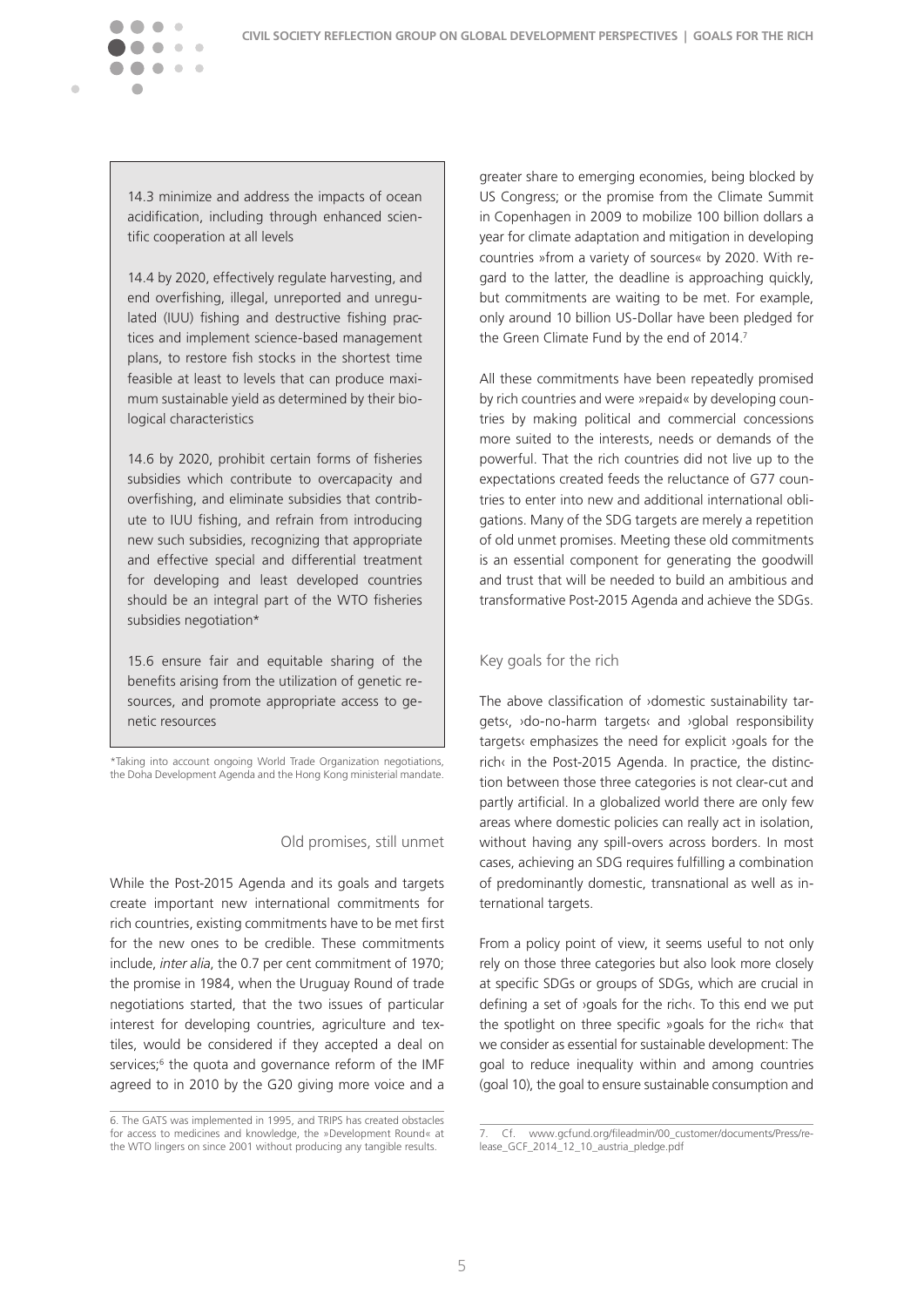14.3 minimize and address the impacts of ocean acidification, including through enhanced scientific cooperation at all levels

14.4 by 2020, effectively regulate harvesting, and end overfishing, illegal, unreported and unregulated (IUU) fishing and destructive fishing practices and implement science-based management plans, to restore fish stocks in the shortest time feasible at least to levels that can produce maximum sustainable yield as determined by their biological characteristics

14.6 by 2020, prohibit certain forms of fisheries subsidies which contribute to overcapacity and overfishing, and eliminate subsidies that contribute to IUU fishing, and refrain from introducing new such subsidies, recognizing that appropriate and effective special and differential treatment for developing and least developed countries should be an integral part of the WTO fisheries subsidies negotiation*

15.6 ensure fair and equitable sharing of the benefits arising from the utilization of genetic resources, and promote appropriate access to genetic resources

*Taking into account ongoing World Trade Organization negotiations, the Doha Development Agenda and the Hong Kong ministerial mandate.

## Old promises, still unmet

While the Post-2015 Agenda and its goals and targets create important new international commitments for rich countries, existing commitments have to be met first for the new ones to be credible. These commitments include, *inter alia*, the 0.7 per cent commitment of 1970; the promise in 1984, when the Uruguay Round of trade negotiations started, that the two issues of particular interest for developing countries, agriculture and textiles, would be considered if they accepted a deal on services;[6] the quota and governance reform of the IMF agreed to in 2010 by the G20 giving more voice and a greater share to emerging economies, being blocked by US Congress; or the promise from the Climate Summit in Copenhagen in 2009 to mobilize 100 billion dollars a year for climate adaptation and mitigation in developing countries »from a variety of sources« by 2020. With regard to the latter, the deadline is approaching quickly, but commitments are waiting to be met. For example, only around 10 billion US-Dollar have been pledged for the Green Climate Fund by the end of 2014.[7]

All these commitments have been repeatedly promised by rich countries and were »repaid« by developing countries by making political and commercial concessions more suited to the interests, needs or demands of the powerful. That the rich countries did not live up to the expectations created feeds the reluctance of G77 countries to enter into new and additional international obligations. Many of the SDG targets are merely a repetition of old unmet promises. Meeting these old commitments is an essential component for generating the goodwill and trust that will be needed to build an ambitious and transformative Post-2015 Agenda and achieve the SDGs.

## Key goals for the rich

The above classification of ›domestic sustainability targets‹, ›do-no-harm targets‹ and ›global responsibility targets‹ emphasizes the need for explicit ›goals for the rich‹ in the Post-2015 Agenda. In practice, the distinction between those three categories is not clear-cut and partly artificial. In a globalized world there are only few areas where domestic policies can really act in isolation, without having any spill-overs across borders. In most cases, achieving an SDG requires fulfilling a combination of predominantly domestic, transnational as well as international targets.

From a policy point of view, it seems useful to not only rely on those three categories but also look more closely at specific SDGs or groups of SDGs, which are crucial in defining a set of ›goals for the rich‹. To this end we put the spotlight on three specific »goals for the rich« that we consider as essential for sustainable development: The goal to reduce inequality within and among countries (goal 10), the goal to ensure sustainable consumption and

---

6. The GATS was implemented in 1995, and TRIPS has created obstacles for access to medicines and knowledge, the »Development Round« at the WTO lingers on since 2001 without producing any tangible results.

7. Cf. www.gcfund.org/fileadmin/00_customer/documents/Press/release_GCF_2014_12_10_austria_pledge.pdf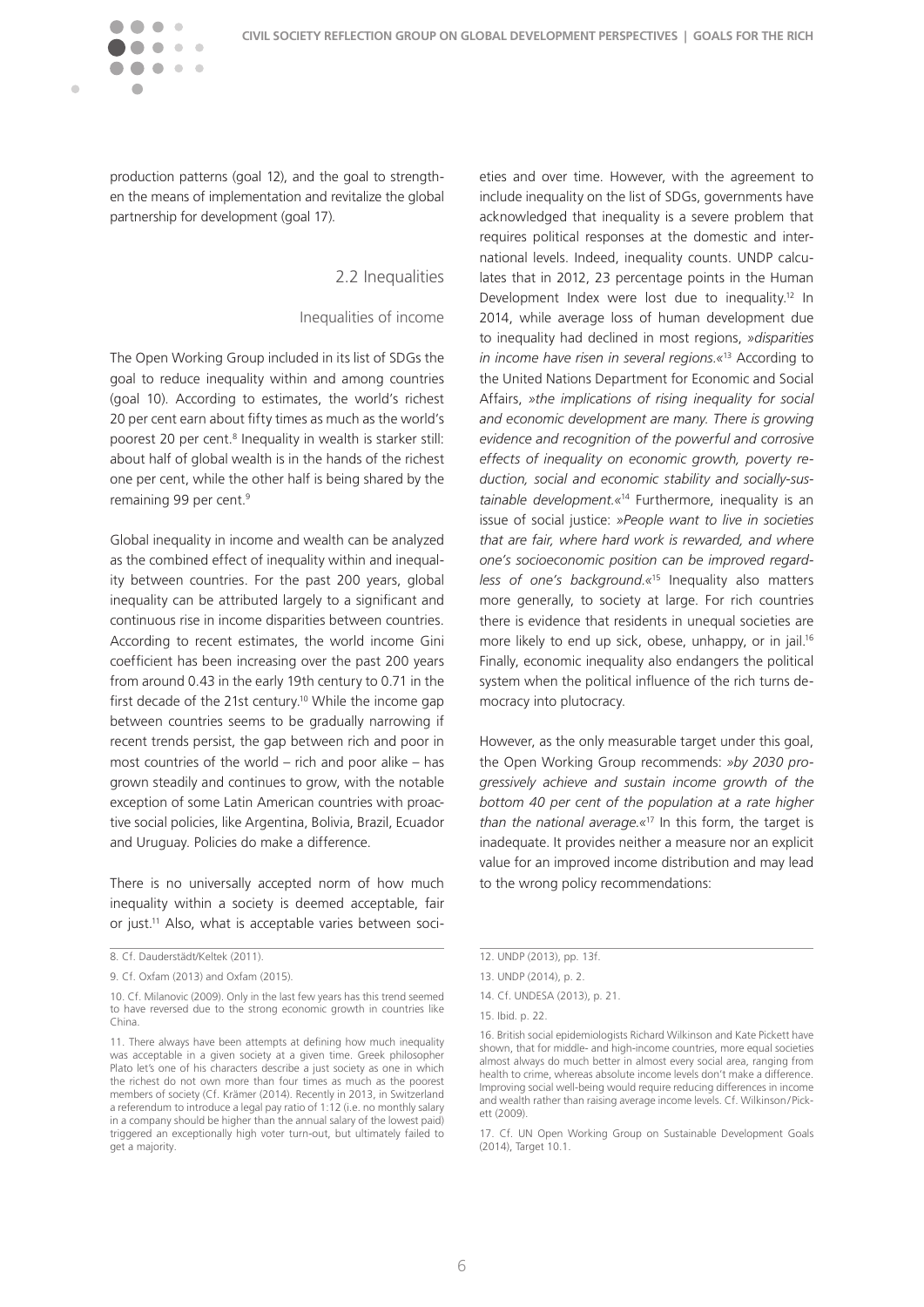production patterns (goal 12), and the goal to strengthen the means of implementation and revitalize the global partnership for development (goal 17).

## 2.2 Inequalities

### Inequalities of income

The Open Working Group included in its list of SDGs the goal to reduce inequality within and among countries (goal 10). According to estimates, the world's richest 20 per cent earn about fifty times as much as the world's poorest 20 per cent.[8] Inequality in wealth is starker still: about half of global wealth is in the hands of the richest one per cent, while the other half is being shared by the remaining 99 per cent.[9]

Global inequality in income and wealth can be analyzed as the combined effect of inequality within and inequality between countries. For the past 200 years, global inequality can be attributed largely to a significant and continuous rise in income disparities between countries. According to recent estimates, the world income Gini coefficient has been increasing over the past 200 years from around 0.43 in the early 19th century to 0.71 in the first decade of the 21st century.[10] While the income gap between countries seems to be gradually narrowing if recent trends persist, the gap between rich and poor in most countries of the world – rich and poor alike – has grown steadily and continues to grow, with the notable exception of some Latin American countries with proactive social policies, like Argentina, Bolivia, Brazil, Ecuador and Uruguay. Policies do make a difference.

There is no universally accepted norm of how much inequality within a society is deemed acceptable, fair or just.[11] Also, what is acceptable varies between societies and over time. However, with the agreement to include inequality on the list of SDGs, governments have acknowledged that inequality is a severe problem that requires political responses at the domestic and international levels. Indeed, inequality counts. UNDP calculates that in 2012, 23 percentage points in the Human Development Index were lost due to inequality.[12] In 2014, while average loss of human development due to inequality had declined in most regions, »*disparities in income have risen in several regions.*«[13] According to the United Nations Department for Economic and Social Affairs, »*the implications of rising inequality for social and economic development are many. There is growing evidence and recognition of the powerful and corrosive effects of inequality on economic growth, poverty reduction, social and economic stability and socially-sustainable development.*«[14] Furthermore, inequality is an issue of social justice: »*People want to live in societies that are fair, where hard work is rewarded, and where one's socioeconomic position can be improved regardless of one's background.*«[15] Inequality also matters more generally, to society at large. For rich countries there is evidence that residents in unequal societies are more likely to end up sick, obese, unhappy, or in jail.[16] Finally, economic inequality also endangers the political system when the political influence of the rich turns democracy into plutocracy.

However, as the only measurable target under this goal, the Open Working Group recommends: »*by 2030 progressively achieve and sustain income growth of the bottom 40 per cent of the population at a rate higher than the national average.*«[17] In this form, the target is inadequate. It provides neither a measure nor an explicit value for an improved income distribution and may lead to the wrong policy recommendations:

---

8. Cf. Dauderstädt/Keltek (2011).

9. Cf. Oxfam (2013) and Oxfam (2015).

10. Cf. Milanovic (2009). Only in the last few years has this trend seemed to have reversed due to the strong economic growth in countries like China.

11. There always have been attempts at defining how much inequality was acceptable in a given society at a given time. Greek philosopher Plato let's one of his characters describe a just society as one in which the richest do not own more than four times as much as the poorest members of society (Cf. Krämer (2014). Recently in 2013, in Switzerland a referendum to introduce a legal pay ratio of 1:12 (i.e. no monthly salary in a company should be higher than the annual salary of the lowest paid) triggered an exceptionally high voter turn-out, but ultimately failed to get a majority.

12. UNDP (2013), pp. 13f.

13. UNDP (2014), p. 2.

14. Cf. UNDESA (2013), p. 21.

15. Ibid. p. 22.

16. British social epidemiologists Richard Wilkinson and Kate Pickett have shown, that for middle- and high-income countries, more equal societies almost always do much better in almost every social area, ranging from health to crime, whereas absolute income levels don't make a difference. Improving social well-being would require reducing differences in income and wealth rather than raising average income levels. Cf. Wilkinson/Pickett (2009).

17. Cf. UN Open Working Group on Sustainable Development Goals (2014), Target 10.1.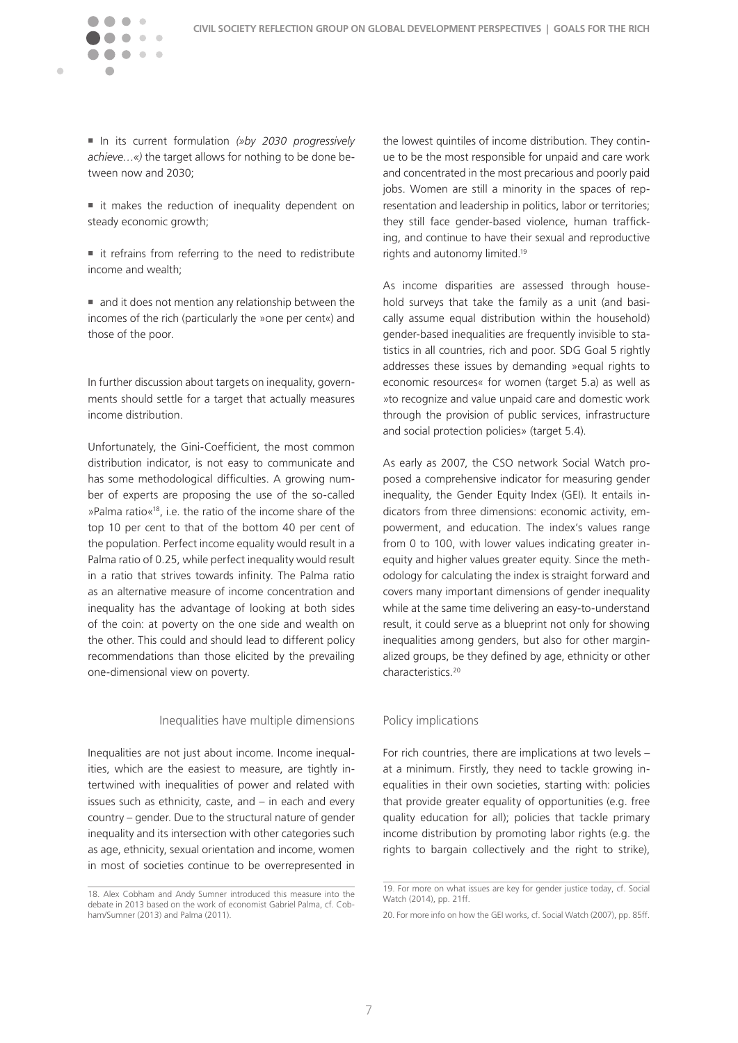- In its current formulation *(»by 2030 progressively achieve…«)* the target allows for nothing to be done between now and 2030;
- it makes the reduction of inequality dependent on steady economic growth;
- it refrains from referring to the need to redistribute income and wealth;
- and it does not mention any relationship between the incomes of the rich (particularly the »one per cent«) and those of the poor.

In further discussion about targets on inequality, governments should settle for a target that actually measures income distribution.

Unfortunately, the Gini-Coefficient, the most common distribution indicator, is not easy to communicate and has some methodological difficulties. A growing number of experts are proposing the use of the so-called »Palma ratio«[18], i.e. the ratio of the income share of the top 10 per cent to that of the bottom 40 per cent of the population. Perfect income equality would result in a Palma ratio of 0.25, while perfect inequality would result in a ratio that strives towards infinity. The Palma ratio as an alternative measure of income concentration and inequality has the advantage of looking at both sides of the coin: at poverty on the one side and wealth on the other. This could and should lead to different policy recommendations than those elicited by the prevailing one-dimensional view on poverty.

### Inequalities have multiple dimensions

Inequalities are not just about income. Income inequalities, which are the easiest to measure, are tightly intertwined with inequalities of power and related with issues such as ethnicity, caste, and – in each and every country – gender. Due to the structural nature of gender inequality and its intersection with other categories such as age, ethnicity, sexual orientation and income, women in most of societies continue to be overrepresented in the lowest quintiles of income distribution. They continue to be the most responsible for unpaid and care work and concentrated in the most precarious and poorly paid jobs. Women are still a minority in the spaces of representation and leadership in politics, labor or territories; they still face gender-based violence, human trafficking, and continue to have their sexual and reproductive rights and autonomy limited.[19]

As income disparities are assessed through household surveys that take the family as a unit (and basically assume equal distribution within the household) gender-based inequalities are frequently invisible to statistics in all countries, rich and poor. SDG Goal 5 rightly addresses these issues by demanding »equal rights to economic resources« for women (target 5.a) as well as »to recognize and value unpaid care and domestic work through the provision of public services, infrastructure and social protection policies» (target 5.4).

As early as 2007, the CSO network Social Watch proposed a comprehensive indicator for measuring gender inequality, the Gender Equity Index (GEI). It entails indicators from three dimensions: economic activity, empowerment, and education. The index's values range from 0 to 100, with lower values indicating greater inequity and higher values greater equity. Since the methodology for calculating the index is straight forward and covers many important dimensions of gender inequality while at the same time delivering an easy-to-understand result, it could serve as a blueprint not only for showing inequalities among genders, but also for other marginalized groups, be they defined by age, ethnicity or other characteristics.[20]

### Policy implications

For rich countries, there are implications at two levels – at a minimum. Firstly, they need to tackle growing inequalities in their own societies, starting with: policies that provide greater equality of opportunities (e.g. free quality education for all); policies that tackle primary income distribution by promoting labor rights (e.g. the rights to bargain collectively and the right to strike),

---

18. Alex Cobham and Andy Sumner introduced this measure into the debate in 2013 based on the work of economist Gabriel Palma, cf. Cobham/Sumner (2013) and Palma (2011).

19. For more on what issues are key for gender justice today, cf. Social Watch (2014), pp. 21ff.

20. For more info on how the GEI works, cf. Social Watch (2007), pp. 85ff.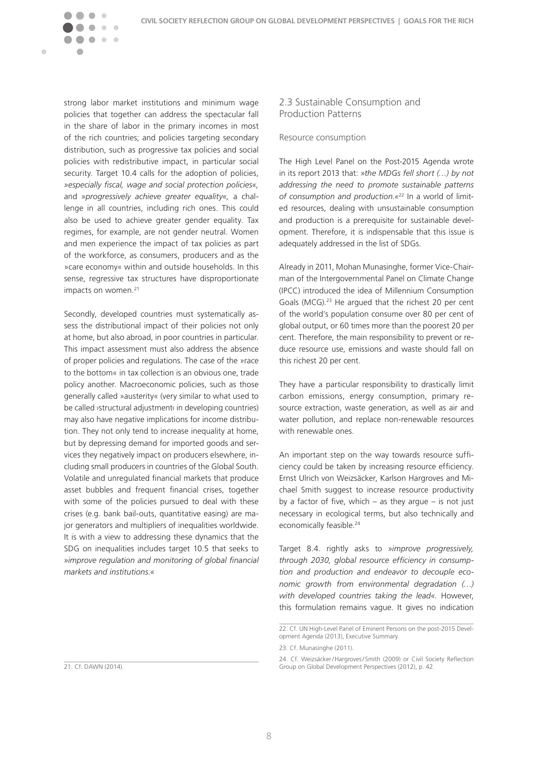strong labor market institutions and minimum wage policies that together can address the spectacular fall in the share of labor in the primary incomes in most of the rich countries; and policies targeting secondary distribution, such as progressive tax policies and social policies with redistributive impact, in particular social security. Target 10.4 calls for the adoption of policies, »*especially fiscal, wage and social protection policies*«, and »*progressively achieve greater equality*«, a challenge in all countries, including rich ones. This could also be used to achieve greater gender equality. Tax regimes, for example, are not gender neutral. Women and men experience the impact of tax policies as part of the workforce, as consumers, producers and as the »care economy« within and outside households. In this sense, regressive tax structures have disproportionate impacts on women.[21]

Secondly, developed countries must systematically assess the distributional impact of their policies not only at home, but also abroad, in poor countries in particular. This impact assessment must also address the absence of proper policies and regulations. The case of the »race to the bottom« in tax collection is an obvious one, trade policy another. Macroeconomic policies, such as those generally called »austerity« (very similar to what used to be called ›structural adjustment‹ in developing countries) may also have negative implications for income distribution. They not only tend to increase inequality at home, but by depressing demand for imported goods and services they negatively impact on producers elsewhere, including small producers in countries of the Global South. Volatile and unregulated financial markets that produce asset bubbles and frequent financial crises, together with some of the policies pursued to deal with these crises (e.g. bank bail-outs, quantitative easing) are major generators and multipliers of inequalities worldwide. It is with a view to addressing these dynamics that the SDG on inequalities includes target 10.5 that seeks to »*improve regulation and monitoring of global financial markets and institutions.*«

21. Cf. DAWN (2014).

## 2.3 Sustainable Consumption and Production Patterns

### Resource consumption

The High Level Panel on the Post-2015 Agenda wrote in its report 2013 that: »*the MDGs fell short (…) by not addressing the need to promote sustainable patterns of consumption and production.*«[22] In a world of limited resources, dealing with unsustainable consumption and production is a prerequisite for sustainable development. Therefore, it is indispensable that this issue is adequately addressed in the list of SDGs.

Already in 2011, Mohan Munasinghe, former Vice-Chairman of the Intergovernmental Panel on Climate Change (IPCC) introduced the idea of Millennium Consumption Goals (MCG).[23] He argued that the richest 20 per cent of the world's population consume over 80 per cent of global output, or 60 times more than the poorest 20 per cent. Therefore, the main responsibility to prevent or reduce resource use, emissions and waste should fall on this richest 20 per cent.

They have a particular responsibility to drastically limit carbon emissions, energy consumption, primary resource extraction, waste generation, as well as air and water pollution, and replace non-renewable resources with renewable ones.

An important step on the way towards resource sufficiency could be taken by increasing resource efficiency. Ernst Ulrich von Weizsäcker, Karlson Hargroves and Michael Smith suggest to increase resource productivity by a factor of five, which – as they argue – is not just necessary in ecological terms, but also technically and economically feasible.[24]

Target 8.4. rightly asks to »*improve progressively, through 2030, global resource efficiency in consumption and production and endeavor to decouple economic growth from environmental degradation (…) with developed countries taking the lead*«. However, this formulation remains vague. It gives no indication

22. Cf. UN High-Level Panel of Eminent Persons on the post-2015 Development Agenda (2013), Executive Summary.

23. Cf. Munasinghe (2011).

24. Cf. Weizsäcker/Hargroves/Smith (2009) or Civil Society Reflection Group on Global Development Perspectives (2012), p. 42.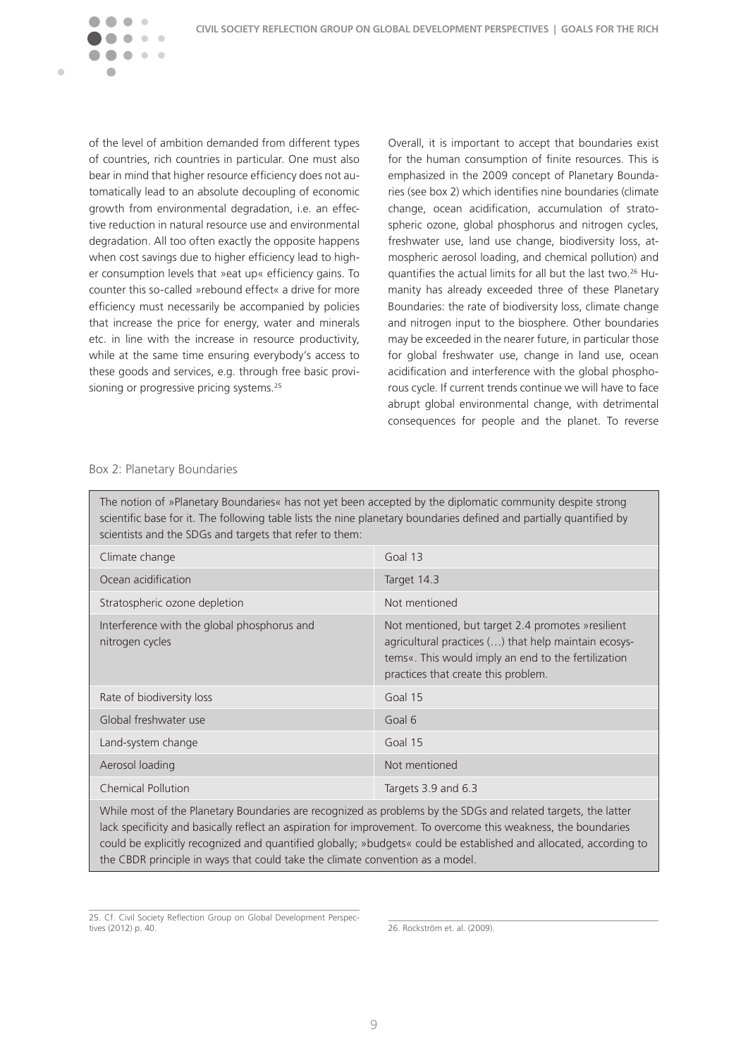of the level of ambition demanded from different types of countries, rich countries in particular. One must also bear in mind that higher resource efficiency does not automatically lead to an absolute decoupling of economic growth from environmental degradation, i.e. an effective reduction in natural resource use and environmental degradation. All too often exactly the opposite happens when cost savings due to higher efficiency lead to higher consumption levels that »eat up« efficiency gains. To counter this so-called »rebound effect« a drive for more efficiency must necessarily be accompanied by policies that increase the price for energy, water and minerals etc. in line with the increase in resource productivity, while at the same time ensuring everybody's access to these goods and services, e.g. through free basic provisioning or progressive pricing systems.[25]

Overall, it is important to accept that boundaries exist for the human consumption of finite resources. This is emphasized in the 2009 concept of Planetary Boundaries (see box 2) which identifies nine boundaries (climate change, ocean acidification, accumulation of stratospheric ozone, global phosphorus and nitrogen cycles, freshwater use, land use change, biodiversity loss, atmospheric aerosol loading, and chemical pollution) and quantifies the actual limits for all but the last two.[26] Humanity has already exceeded three of these Planetary Boundaries: the rate of biodiversity loss, climate change and nitrogen input to the biosphere. Other boundaries may be exceeded in the nearer future, in particular those for global freshwater use, change in land use, ocean acidification and interference with the global phosphorous cycle. If current trends continue we will have to face abrupt global environmental change, with detrimental consequences for people and the planet. To reverse

Box 2: Planetary Boundaries

The notion of »Planetary Boundaries« has not yet been accepted by the diplomatic community despite strong scientific base for it. The following table lists the nine planetary boundaries defined and partially quantified by scientists and the SDGs and targets that refer to them:

| Planetary boundary | SDGs and targets |
|---|---|
| Climate change | Goal 13 |
| Ocean acidification | Target 14.3 |
| Stratospheric ozone depletion | Not mentioned |
| Interference with the global phosphorus and nitrogen cycles | Not mentioned, but target 2.4 promotes »resilient agricultural practices (…) that help maintain ecosystems«. This would imply an end to the fertilization practices that create this problem. |
| Rate of biodiversity loss | Goal 15 |
| Global freshwater use | Goal 6 |
| Land-system change | Goal 15 |
| Aerosol loading | Not mentioned |
| Chemical Pollution | Targets 3.9 and 6.3 |

While most of the Planetary Boundaries are recognized as problems by the SDGs and related targets, the latter lack specificity and basically reflect an aspiration for improvement. To overcome this weakness, the boundaries could be explicitly recognized and quantified globally; »budgets« could be established and allocated, according to the CBDR principle in ways that could take the climate convention as a model.

25. Cf. Civil Society Reflection Group on Global Development Perspectives (2012) p. 40.

26. Rockström et. al. (2009).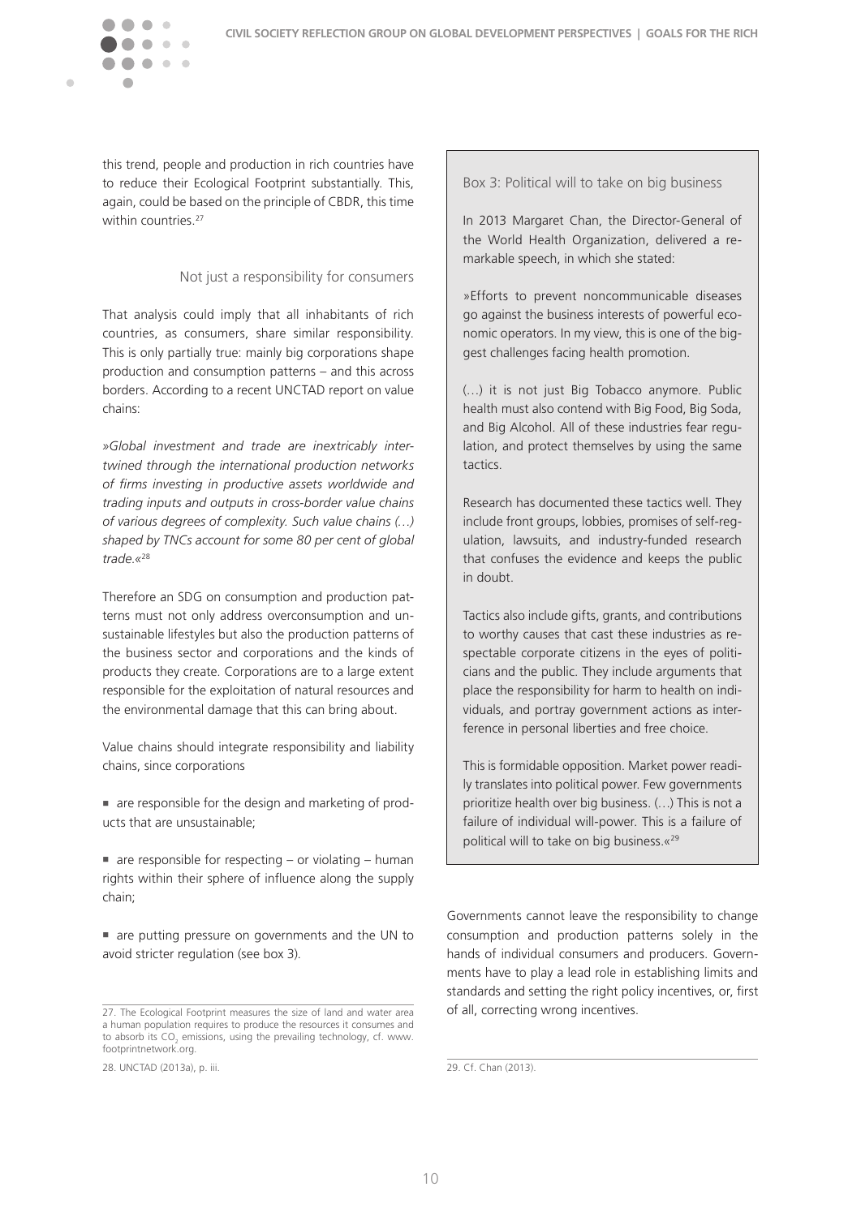this trend, people and production in rich countries have to reduce their Ecological Footprint substantially. This, again, could be based on the principle of CBDR, this time within countries.[27]

### Not just a responsibility for consumers

That analysis could imply that all inhabitants of rich countries, as consumers, share similar responsibility. This is only partially true: mainly big corporations shape production and consumption patterns – and this across borders. According to a recent UNCTAD report on value chains:

»*Global investment and trade are inextricably intertwined through the international production networks of firms investing in productive assets worldwide and trading inputs and outputs in cross-border value chains of various degrees of complexity. Such value chains (…) shaped by TNCs account for some 80 per cent of global trade.*«[28]

Therefore an SDG on consumption and production patterns must not only address overconsumption and unsustainable lifestyles but also the production patterns of the business sector and corporations and the kinds of products they create. Corporations are to a large extent responsible for the exploitation of natural resources and the environmental damage that this can bring about.

Value chains should integrate responsibility and liability chains, since corporations

- are responsible for the design and marketing of products that are unsustainable;
- are responsible for respecting – or violating – human rights within their sphere of influence along the supply chain;
- are putting pressure on governments and the UN to avoid stricter regulation (see box 3).

> **Box 3: Political will to take on big business**
>
> In 2013 Margaret Chan, the Director-General of the World Health Organization, delivered a remarkable speech, in which she stated:
>
> »Efforts to prevent noncommunicable diseases go against the business interests of powerful economic operators. In my view, this is one of the biggest challenges facing health promotion.
>
> (…) it is not just Big Tobacco anymore. Public health must also contend with Big Food, Big Soda, and Big Alcohol. All of these industries fear regulation, and protect themselves by using the same tactics.
>
> Research has documented these tactics well. They include front groups, lobbies, promises of self-regulation, lawsuits, and industry-funded research that confuses the evidence and keeps the public in doubt.
>
> Tactics also include gifts, grants, and contributions to worthy causes that cast these industries as respectable corporate citizens in the eyes of politicians and the public. They include arguments that place the responsibility for harm to health on individuals, and portray government actions as interference in personal liberties and free choice.
>
> This is formidable opposition. Market power readily translates into political power. Few governments prioritize health over big business. (…) This is not a failure of individual will-power. This is a failure of political will to take on big business.«[29]

Governments cannot leave the responsibility to change consumption and production patterns solely in the hands of individual consumers and producers. Governments have to play a lead role in establishing limits and standards and setting the right policy incentives, or, first of all, correcting wrong incentives.

---

27. The Ecological Footprint measures the size of land and water area a human population requires to produce the resources it consumes and to absorb its $CO_2$ emissions, using the prevailing technology, cf. www.footprintnetwork.org.

28. UNCTAD (2013a), p. iii.

29. Cf. Chan (2013).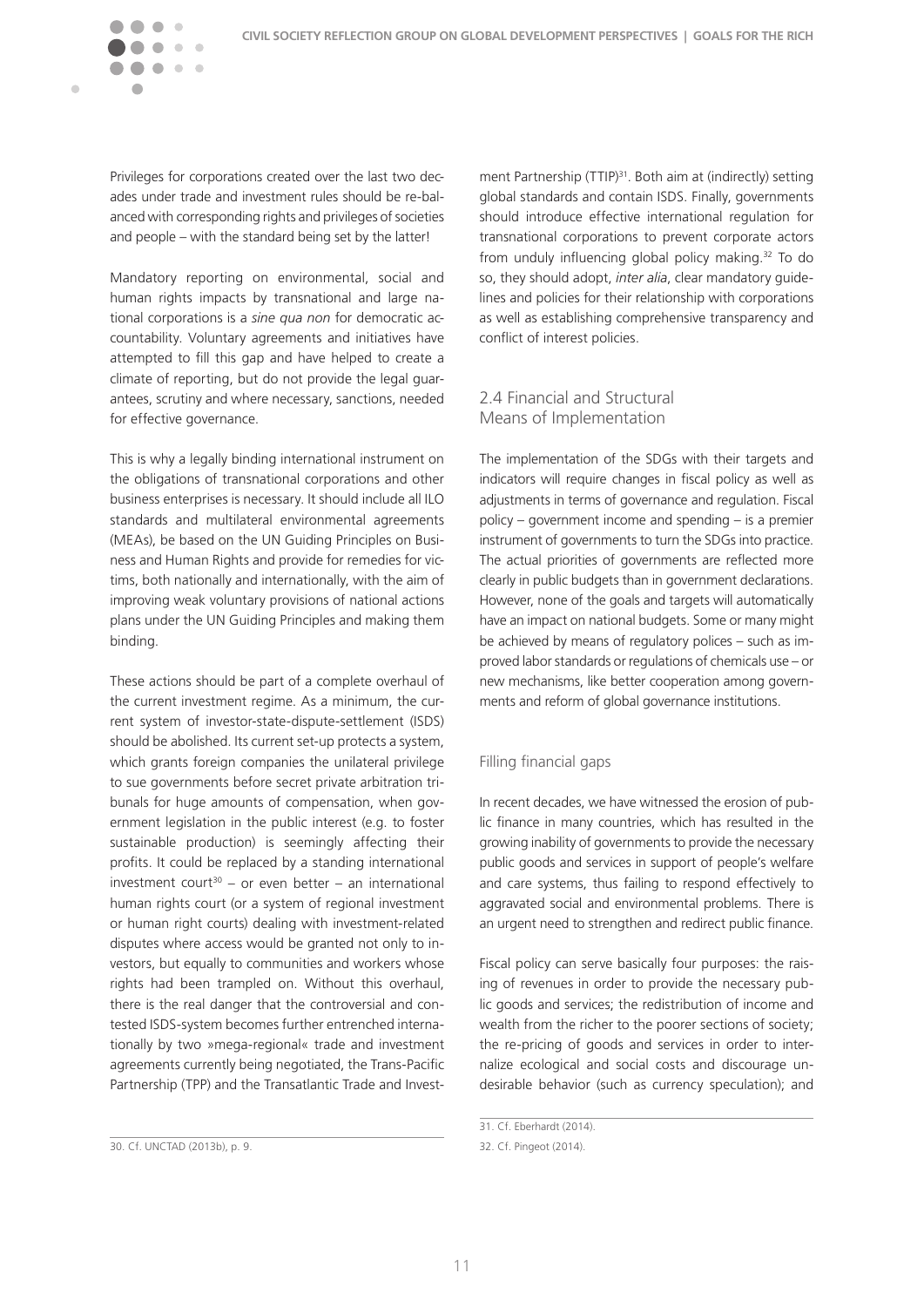Privileges for corporations created over the last two decades under trade and investment rules should be re-balanced with corresponding rights and privileges of societies and people – with the standard being set by the latter!

Mandatory reporting on environmental, social and human rights impacts by transnational and large national corporations is a *sine qua non* for democratic accountability. Voluntary agreements and initiatives have attempted to fill this gap and have helped to create a climate of reporting, but do not provide the legal guarantees, scrutiny and where necessary, sanctions, needed for effective governance.

This is why a legally binding international instrument on the obligations of transnational corporations and other business enterprises is necessary. It should include all ILO standards and multilateral environmental agreements (MEAs), be based on the UN Guiding Principles on Business and Human Rights and provide for remedies for victims, both nationally and internationally, with the aim of improving weak voluntary provisions of national actions plans under the UN Guiding Principles and making them binding.

These actions should be part of a complete overhaul of the current investment regime. As a minimum, the current system of investor-state-dispute-settlement (ISDS) should be abolished. Its current set-up protects a system, which grants foreign companies the unilateral privilege to sue governments before secret private arbitration tribunals for huge amounts of compensation, when government legislation in the public interest (e.g. to foster sustainable production) is seemingly affecting their profits. It could be replaced by a standing international investment court[30] – or even better – an international human rights court (or a system of regional investment or human right courts) dealing with investment-related disputes where access would be granted not only to investors, but equally to communities and workers whose rights had been trampled on. Without this overhaul, there is the real danger that the controversial and contested ISDS-system becomes further entrenched internationally by two »mega-regional« trade and investment agreements currently being negotiated, the Trans-Pacific Partnership (TPP) and the Transatlantic Trade and Investment Partnership (TTIP)[31]. Both aim at (indirectly) setting global standards and contain ISDS. Finally, governments should introduce effective international regulation for transnational corporations to prevent corporate actors from unduly influencing global policy making.[32] To do so, they should adopt, *inter alia*, clear mandatory guidelines and policies for their relationship with corporations as well as establishing comprehensive transparency and conflict of interest policies.

## 2.4 Financial and Structural Means of Implementation

The implementation of the SDGs with their targets and indicators will require changes in fiscal policy as well as adjustments in terms of governance and regulation. Fiscal policy – government income and spending – is a premier instrument of governments to turn the SDGs into practice. The actual priorities of governments are reflected more clearly in public budgets than in government declarations. However, none of the goals and targets will automatically have an impact on national budgets. Some or many might be achieved by means of regulatory polices – such as improved labor standards or regulations of chemicals use – or new mechanisms, like better cooperation among governments and reform of global governance institutions.

### Filling financial gaps

In recent decades, we have witnessed the erosion of public finance in many countries, which has resulted in the growing inability of governments to provide the necessary public goods and services in support of people's welfare and care systems, thus failing to respond effectively to aggravated social and environmental problems. There is an urgent need to strengthen and redirect public finance.

Fiscal policy can serve basically four purposes: the raising of revenues in order to provide the necessary public goods and services; the redistribution of income and wealth from the richer to the poorer sections of society; the re-pricing of goods and services in order to internalize ecological and social costs and discourage undesirable behavior (such as currency speculation); and

30. Cf. UNCTAD (2013b), p. 9.

31. Cf. Eberhardt (2014).

32. Cf. Pingeot (2014).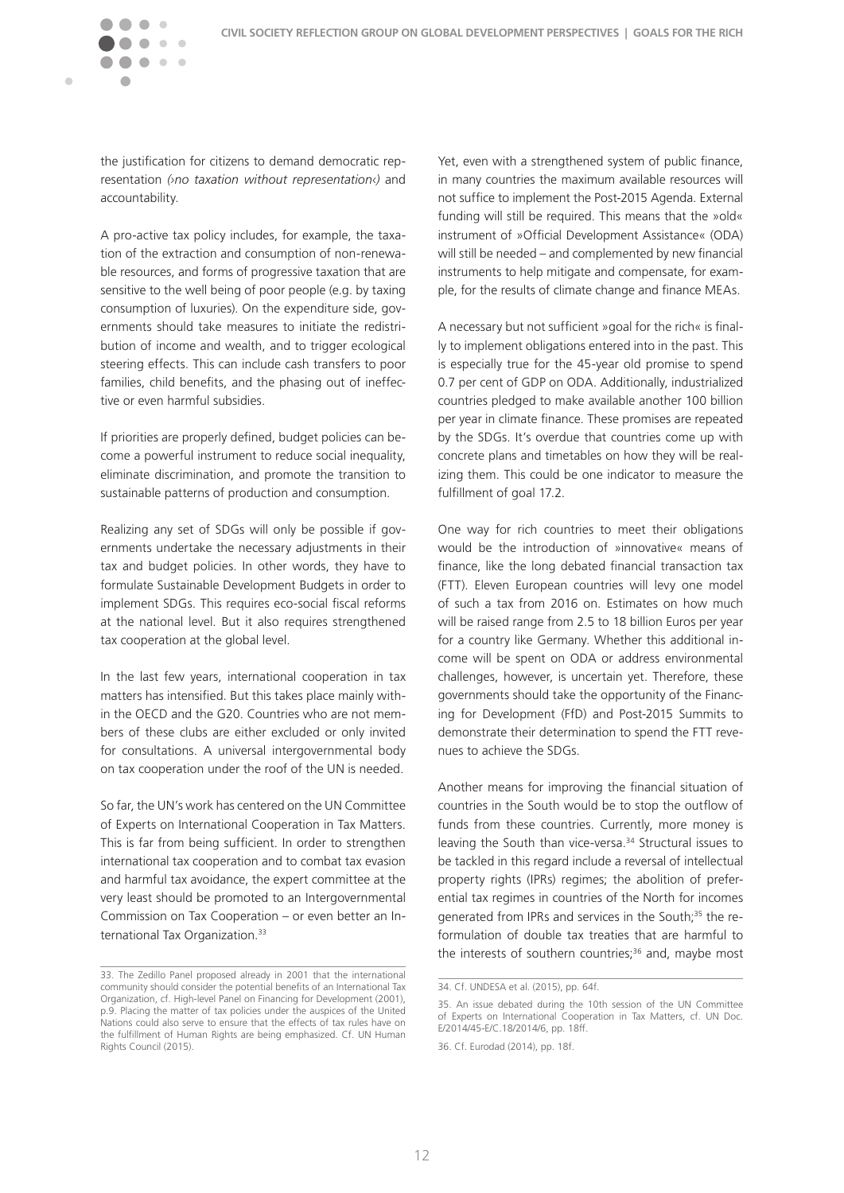the justification for citizens to demand democratic representation (*›no taxation without representation‹*) and accountability.

A pro-active tax policy includes, for example, the taxation of the extraction and consumption of non-renewable resources, and forms of progressive taxation that are sensitive to the well being of poor people (e.g. by taxing consumption of luxuries). On the expenditure side, governments should take measures to initiate the redistribution of income and wealth, and to trigger ecological steering effects. This can include cash transfers to poor families, child benefits, and the phasing out of ineffective or even harmful subsidies.

If priorities are properly defined, budget policies can become a powerful instrument to reduce social inequality, eliminate discrimination, and promote the transition to sustainable patterns of production and consumption.

Realizing any set of SDGs will only be possible if governments undertake the necessary adjustments in their tax and budget policies. In other words, they have to formulate Sustainable Development Budgets in order to implement SDGs. This requires eco-social fiscal reforms at the national level. But it also requires strengthened tax cooperation at the global level.

In the last few years, international cooperation in tax matters has intensified. But this takes place mainly within the OECD and the G20. Countries who are not members of these clubs are either excluded or only invited for consultations. A universal intergovernmental body on tax cooperation under the roof of the UN is needed.

So far, the UN's work has centered on the UN Committee of Experts on International Cooperation in Tax Matters. This is far from being sufficient. In order to strengthen international tax cooperation and to combat tax evasion and harmful tax avoidance, the expert committee at the very least should be promoted to an Intergovernmental Commission on Tax Cooperation – or even better an International Tax Organization.[33]

Yet, even with a strengthened system of public finance, in many countries the maximum available resources will not suffice to implement the Post-2015 Agenda. External funding will still be required. This means that the »old« instrument of »Official Development Assistance« (ODA) will still be needed – and complemented by new financial instruments to help mitigate and compensate, for example, for the results of climate change and finance MEAs.

A necessary but not sufficient »goal for the rich« is finally to implement obligations entered into in the past. This is especially true for the 45-year old promise to spend 0.7 per cent of GDP on ODA. Additionally, industrialized countries pledged to make available another 100 billion per year in climate finance. These promises are repeated by the SDGs. It's overdue that countries come up with concrete plans and timetables on how they will be realizing them. This could be one indicator to measure the fulfillment of goal 17.2.

One way for rich countries to meet their obligations would be the introduction of »innovative« means of finance, like the long debated financial transaction tax (FTT). Eleven European countries will levy one model of such a tax from 2016 on. Estimates on how much will be raised range from 2.5 to 18 billion Euros per year for a country like Germany. Whether this additional income will be spent on ODA or address environmental challenges, however, is uncertain yet. Therefore, these governments should take the opportunity of the Financing for Development (FfD) and Post-2015 Summits to demonstrate their determination to spend the FTT revenues to achieve the SDGs.

Another means for improving the financial situation of countries in the South would be to stop the outflow of funds from these countries. Currently, more money is leaving the South than vice-versa.[34] Structural issues to be tackled in this regard include a reversal of intellectual property rights (IPRs) regimes; the abolition of preferential tax regimes in countries of the North for incomes generated from IPRs and services in the South;[35] the reformulation of double tax treaties that are harmful to the interests of southern countries;[36] and, maybe most

---

33. The Zedillo Panel proposed already in 2001 that the international community should consider the potential benefits of an International Tax Organization, cf. High-level Panel on Financing for Development (2001), p.9. Placing the matter of tax policies under the auspices of the United Nations could also serve to ensure that the effects of tax rules have on the fulfillment of Human Rights are being emphasized. Cf. UN Human Rights Council (2015).

34. Cf. UNDESA et al. (2015), pp. 64f.

35. An issue debated during the 10th session of the UN Committee of Experts on International Cooperation in Tax Matters, cf. UN Doc. E/2014/45-E/C.18/2014/6, pp. 18ff.

36. Cf. Eurodad (2014), pp. 18f.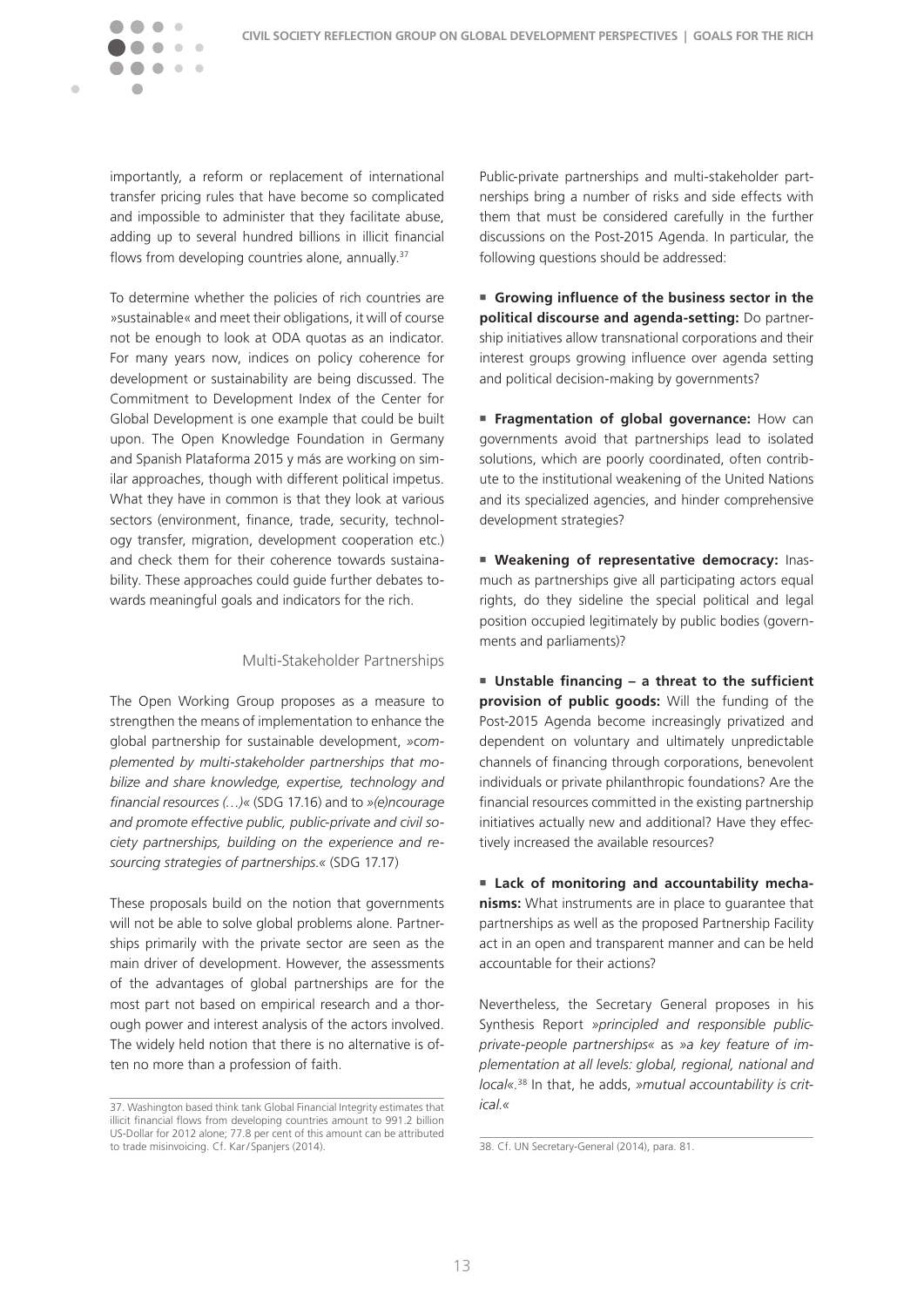importantly, a reform or replacement of international transfer pricing rules that have become so complicated and impossible to administer that they facilitate abuse, adding up to several hundred billions in illicit financial flows from developing countries alone, annually.[37]

To determine whether the policies of rich countries are »sustainable« and meet their obligations, it will of course not be enough to look at ODA quotas as an indicator. For many years now, indices on policy coherence for development or sustainability are being discussed. The Commitment to Development Index of the Center for Global Development is one example that could be built upon. The Open Knowledge Foundation in Germany and Spanish Plataforma 2015 y más are working on similar approaches, though with different political impetus. What they have in common is that they look at various sectors (environment, finance, trade, security, technology transfer, migration, development cooperation etc.) and check them for their coherence towards sustainability. These approaches could guide further debates towards meaningful goals and indicators for the rich.

## Multi-Stakeholder Partnerships

The Open Working Group proposes as a measure to strengthen the means of implementation to enhance the global partnership for sustainable development, »*complemented by multi-stakeholder partnerships that mobilize and share knowledge, expertise, technology and financial resources (…)*« (SDG 17.16) and to »*(e)ncourage and promote effective public, public-private and civil society partnerships, building on the experience and resourcing strategies of partnerships.*« (SDG 17.17)

These proposals build on the notion that governments will not be able to solve global problems alone. Partnerships primarily with the private sector are seen as the main driver of development. However, the assessments of the advantages of global partnerships are for the most part not based on empirical research and a thorough power and interest analysis of the actors involved. The widely held notion that there is no alternative is often no more than a profession of faith.

37. Washington based think tank Global Financial Integrity estimates that illicit financial flows from developing countries amount to 991.2 billion US-Dollar for 2012 alone; 77.8 per cent of this amount can be attributed to trade misinvoicing. Cf. Kar/Spanjers (2014).

Public-private partnerships and multi-stakeholder partnerships bring a number of risks and side effects with them that must be considered carefully in the further discussions on the Post-2015 Agenda. In particular, the following questions should be addressed:

- **Growing influence of the business sector in the political discourse and agenda-setting:** Do partnership initiatives allow transnational corporations and their interest groups growing influence over agenda setting and political decision-making by governments?

- **Fragmentation of global governance:** How can governments avoid that partnerships lead to isolated solutions, which are poorly coordinated, often contribute to the institutional weakening of the United Nations and its specialized agencies, and hinder comprehensive development strategies?

- **Weakening of representative democracy:** Inasmuch as partnerships give all participating actors equal rights, do they sideline the special political and legal position occupied legitimately by public bodies (governments and parliaments)?

- **Unstable financing – a threat to the sufficient provision of public goods:** Will the funding of the Post-2015 Agenda become increasingly privatized and dependent on voluntary and ultimately unpredictable channels of financing through corporations, benevolent individuals or private philanthropic foundations? Are the financial resources committed in the existing partnership initiatives actually new and additional? Have they effectively increased the available resources?

- **Lack of monitoring and accountability mechanisms:** What instruments are in place to guarantee that partnerships as well as the proposed Partnership Facility act in an open and transparent manner and can be held accountable for their actions?

Nevertheless, the Secretary General proposes in his Synthesis Report »*principled and responsible public-private-people partnerships*« as »*a key feature of implementation at all levels: global, regional, national and local*«.[38] In that, he adds, »*mutual accountability is critical.*«

38. Cf. UN Secretary-General (2014), para. 81.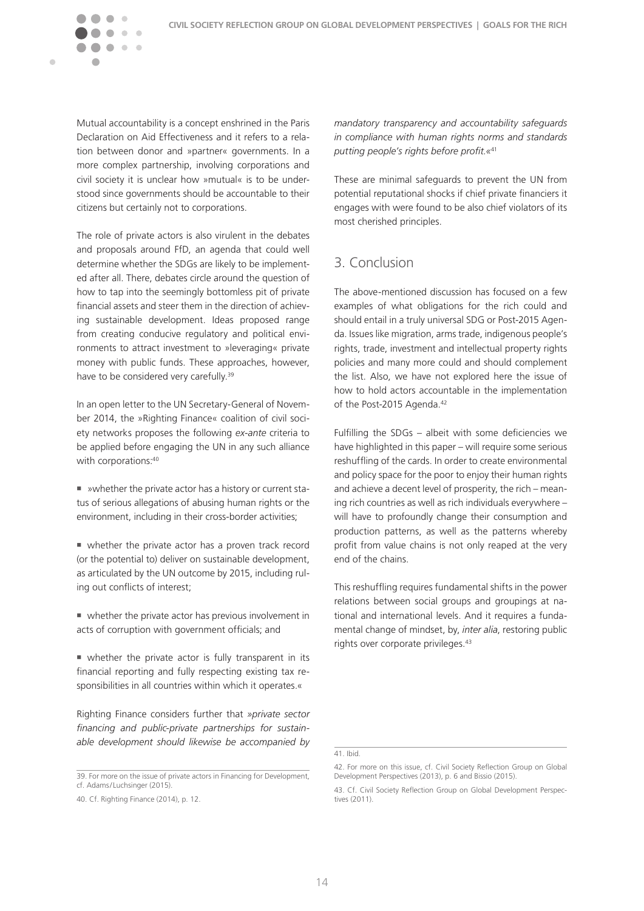Mutual accountability is a concept enshrined in the Paris Declaration on Aid Effectiveness and it refers to a relation between donor and »partner« governments. In a more complex partnership, involving corporations and civil society it is unclear how »mutual« is to be understood since governments should be accountable to their citizens but certainly not to corporations.

The role of private actors is also virulent in the debates and proposals around FfD, an agenda that could well determine whether the SDGs are likely to be implemented after all. There, debates circle around the question of how to tap into the seemingly bottomless pit of private financial assets and steer them in the direction of achieving sustainable development. Ideas proposed range from creating conducive regulatory and political environments to attract investment to »leveraging« private money with public funds. These approaches, however, have to be considered very carefully.[39]

In an open letter to the UN Secretary-General of November 2014, the »Righting Finance« coalition of civil society networks proposes the following *ex-ante* criteria to be applied before engaging the UN in any such alliance with corporations:[40]

- »whether the private actor has a history or current status of serious allegations of abusing human rights or the environment, including in their cross-border activities;
- whether the private actor has a proven track record (or the potential to) deliver on sustainable development, as articulated by the UN outcome by 2015, including ruling out conflicts of interest;
- whether the private actor has previous involvement in acts of corruption with government officials; and
- whether the private actor is fully transparent in its financial reporting and fully respecting existing tax responsibilities in all countries within which it operates.«

Righting Finance considers further that »*private sector financing and public-private partnerships for sustainable development should likewise be accompanied by mandatory transparency and accountability safeguards in compliance with human rights norms and standards putting people's rights before profit.*«[41]

These are minimal safeguards to prevent the UN from potential reputational shocks if chief private financiers it engages with were found to be also chief violators of its most cherished principles.

## 3. Conclusion

The above-mentioned discussion has focused on a few examples of what obligations for the rich could and should entail in a truly universal SDG or Post-2015 Agenda. Issues like migration, arms trade, indigenous people's rights, trade, investment and intellectual property rights policies and many more could and should complement the list. Also, we have not explored here the issue of how to hold actors accountable in the implementation of the Post-2015 Agenda.[42]

Fulfilling the SDGs – albeit with some deficiencies we have highlighted in this paper – will require some serious reshuffling of the cards. In order to create environmental and policy space for the poor to enjoy their human rights and achieve a decent level of prosperity, the rich – meaning rich countries as well as rich individuals everywhere – will have to profoundly change their consumption and production patterns, as well as the patterns whereby profit from value chains is not only reaped at the very end of the chains.

This reshuffling requires fundamental shifts in the power relations between social groups and groupings at national and international levels. And it requires a fundamental change of mindset, by, *inter alia*, restoring public rights over corporate privileges.[43]

---

39. For more on the issue of private actors in Financing for Development, cf. Adams/Luchsinger (2015).

40. Cf. Righting Finance (2014), p. 12.

41. Ibid.

42. For more on this issue, cf. Civil Society Reflection Group on Global Development Perspectives (2013), p. 6 and Bissio (2015).

43. Cf. Civil Society Reflection Group on Global Development Perspectives (2011).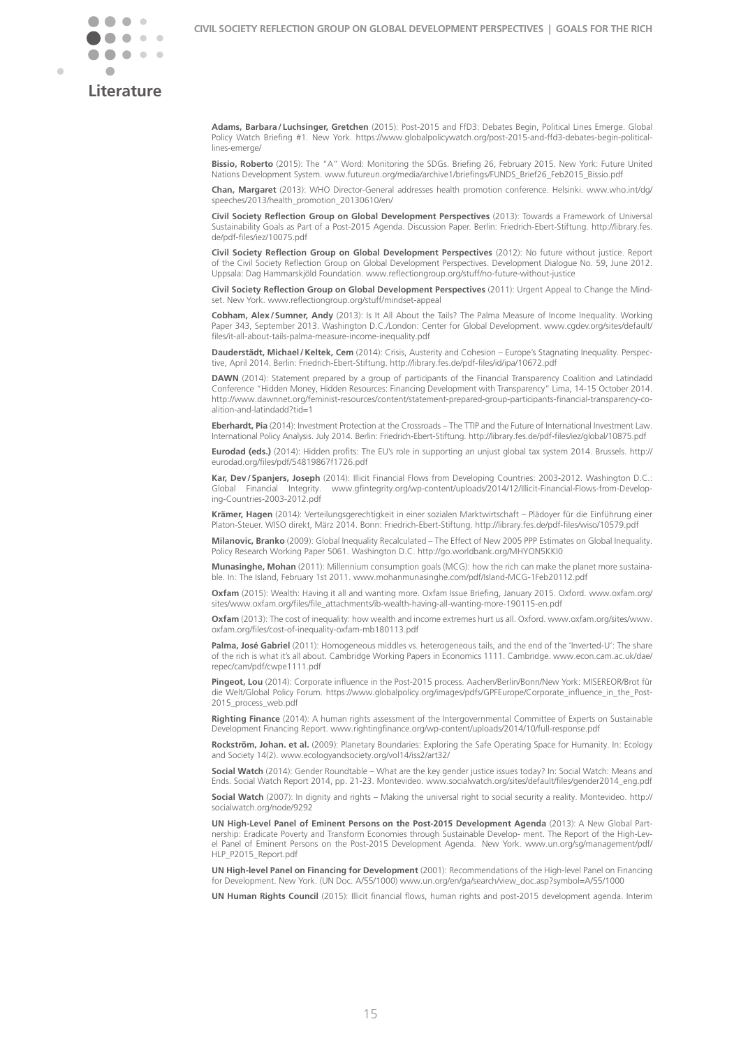# Literature

**Adams, Barbara / Luchsinger, Gretchen** (2015): Post-2015 and FfD3: Debates Begin, Political Lines Emerge. Global Policy Watch Briefing #1. New York. https://www.globalpolicywatch.org/post-2015-and-ffd3-debates-begin-political-lines-emerge/

**Bissio, Roberto** (2015): The "A" Word: Monitoring the SDGs. Briefing 26, February 2015. New York: Future United Nations Development System. www.futureun.org/media/archive1/briefings/FUNDS_Brief26_Feb2015_Bissio.pdf

**Chan, Margaret** (2013): WHO Director-General addresses health promotion conference. Helsinki. www.who.int/dg/speeches/2013/health_promotion_20130610/en/

**Civil Society Reflection Group on Global Development Perspectives** (2013): Towards a Framework of Universal Sustainability Goals as Part of a Post-2015 Agenda. Discussion Paper. Berlin: Friedrich-Ebert-Stiftung. http://library.fes.de/pdf-files/iez/10075.pdf

**Civil Society Reflection Group on Global Development Perspectives** (2012): No future without justice. Report of the Civil Society Reflection Group on Global Development Perspectives. Development Dialogue No. 59, June 2012. Uppsala: Dag Hammarskjöld Foundation. www.reflectiongroup.org/stuff/no-future-without-justice

**Civil Society Reflection Group on Global Development Perspectives** (2011): Urgent Appeal to Change the Mindset. New York. www.reflectiongroup.org/stuff/mindset-appeal

**Cobham, Alex / Sumner, Andy** (2013): Is It All About the Tails? The Palma Measure of Income Inequality. Working Paper 343, September 2013. Washington D.C./London: Center for Global Development. www.cgdev.org/sites/default/files/it-all-about-tails-palma-measure-income-inequality.pdf

**Dauderstädt, Michael / Keltek, Cem** (2014): Crisis, Austerity and Cohesion – Europe's Stagnating Inequality. Perspective, April 2014. Berlin: Friedrich-Ebert-Stiftung. http://library.fes.de/pdf-files/id/ipa/10672.pdf

**DAWN** (2014): Statement prepared by a group of participants of the Financial Transparency Coalition and Latindadd Conference "Hidden Money, Hidden Resources: Financing Development with Transparency" Lima, 14-15 October 2014. http://www.dawnnet.org/feminist-resources/content/statement-prepared-group-participants-financial-transparency-coalition-and-latindadd?tid=1

**Eberhardt, Pia** (2014): Investment Protection at the Crossroads – The TTIP and the Future of International Investment Law. International Policy Analysis. July 2014. Berlin: Friedrich-Ebert-Stiftung. http://library.fes.de/pdf-files/iez/global/10875.pdf

**Eurodad (eds.)** (2014): Hidden profits: The EU's role in supporting an unjust global tax system 2014. Brussels. http://eurodad.org/files/pdf/54819867f1726.pdf

**Kar, Dev / Spanjers, Joseph** (2014): Illicit Financial Flows from Developing Countries: 2003-2012. Washington D.C.: Global Financial Integrity. www.gfintegrity.org/wp-content/uploads/2014/12/Illicit-Financial-Flows-from-Developing-Countries-2003-2012.pdf

**Krämer, Hagen** (2014): Verteilungsgerechtigkeit in einer sozialen Marktwirtschaft – Plädoyer für die Einführung einer Platon-Steuer. WISO direkt, März 2014. Bonn: Friedrich-Ebert-Stiftung. http://library.fes.de/pdf-files/wiso/10579.pdf

**Milanovic, Branko** (2009): Global Inequality Recalculated – The Effect of New 2005 PPP Estimates on Global Inequality. Policy Research Working Paper 5061. Washington D.C. http://go.worldbank.org/MHYON5KKI0

**Munasinghe, Mohan** (2011): Millennium consumption goals (MCG): how the rich can make the planet more sustainable. In: The Island, February 1st 2011. www.mohanmunasinghe.com/pdf/Island-MCG-1Feb20112.pdf

**Oxfam** (2015): Wealth: Having it all and wanting more. Oxfam Issue Briefing, January 2015. Oxford. www.oxfam.org/sites/www.oxfam.org/files/file_attachments/ib-wealth-having-all-wanting-more-190115-en.pdf

**Oxfam** (2013): The cost of inequality: how wealth and income extremes hurt us all. Oxford. www.oxfam.org/sites/www.oxfam.org/files/cost-of-inequality-oxfam-mb180113.pdf

**Palma, José Gabriel** (2011): Homogeneous middles vs. heterogeneous tails, and the end of the 'Inverted-U': The share of the rich is what it's all about. Cambridge Working Papers in Economics 1111. Cambridge. www.econ.cam.ac.uk/dae/repec/cam/pdf/cwpe1111.pdf

**Pingeot, Lou** (2014): Corporate influence in the Post-2015 process. Aachen/Berlin/Bonn/New York: MISEREOR/Brot für die Welt/Global Policy Forum. https://www.globalpolicy.org/images/pdfs/GPFEurope/Corporate_influence_in_the_Post-2015_process_web.pdf

**Righting Finance** (2014): A human rights assessment of the Intergovernmental Committee of Experts on Sustainable Development Financing Report. www.rightingfinance.org/wp-content/uploads/2014/10/full-response.pdf

**Rockström, Johan. et al.** (2009): Planetary Boundaries: Exploring the Safe Operating Space for Humanity. In: Ecology and Society 14(2). www.ecologyandsociety.org/vol14/iss2/art32/

**Social Watch** (2014): Gender Roundtable – What are the key gender justice issues today? In: Social Watch: Means and Ends. Social Watch Report 2014, pp. 21-23. Montevideo. www.socialwatch.org/sites/default/files/gender2014_eng.pdf

**Social Watch** (2007): In dignity and rights – Making the universal right to social security a reality. Montevideo. http://socialwatch.org/node/9292

**UN High-Level Panel of Eminent Persons on the Post-2015 Development Agenda** (2013): A New Global Partnership: Eradicate Poverty and Transform Economies through Sustainable Develop- ment. The Report of the High-Level Panel of Eminent Persons on the Post-2015 Development Agenda. New York. www.un.org/sg/management/pdf/HLP_P2015_Report.pdf

**UN High-level Panel on Financing for Development** (2001): Recommendations of the High-level Panel on Financing for Development. New York. (UN Doc. A/55/1000) www.un.org/en/ga/search/view_doc.asp?symbol=A/55/1000

**UN Human Rights Council** (2015): Illicit financial flows, human rights and post-2015 development agenda. Interim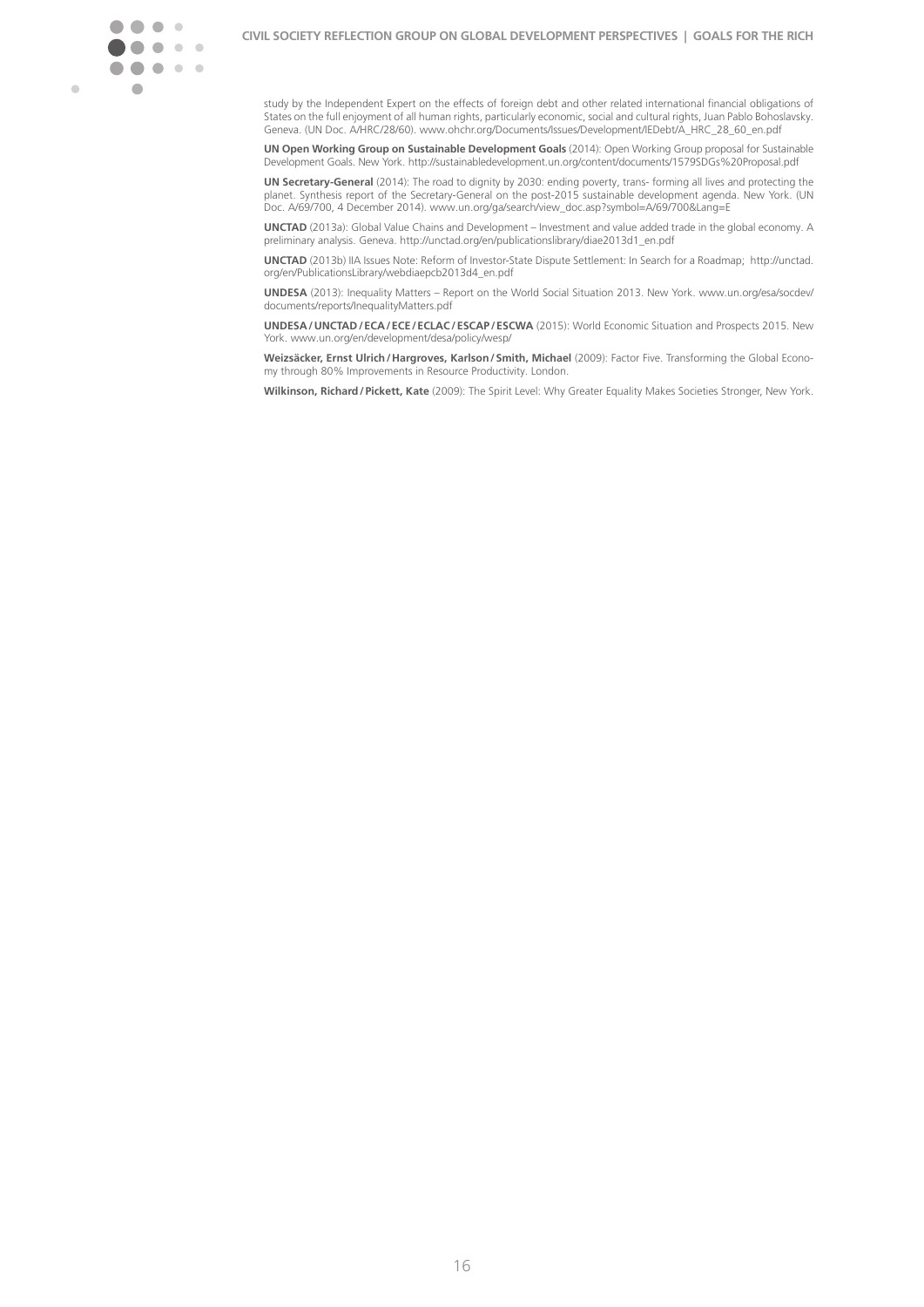study by the Independent Expert on the effects of foreign debt and other related international financial obligations of States on the full enjoyment of all human rights, particularly economic, social and cultural rights, Juan Pablo Bohoslavsky. Geneva. (UN Doc. A/HRC/28/60). www.ohchr.org/Documents/Issues/Development/IEDebt/A_HRC_28_60_en.pdf

**UN Open Working Group on Sustainable Development Goals** (2014): Open Working Group proposal for Sustainable Development Goals. New York. http://sustainabledevelopment.un.org/content/documents/1579SDGs%20Proposal.pdf

**UN Secretary-General** (2014): The road to dignity by 2030: ending poverty, trans- forming all lives and protecting the planet. Synthesis report of the Secretary-General on the post-2015 sustainable development agenda. New York. (UN Doc. A/69/700, 4 December 2014). www.un.org/ga/search/view_doc.asp?symbol=A/69/700&Lang=E

**UNCTAD** (2013a): Global Value Chains and Development – Investment and value added trade in the global economy. A preliminary analysis. Geneva. http://unctad.org/en/publicationslibrary/diae2013d1_en.pdf

**UNCTAD** (2013b) IIA Issues Note: Reform of Investor-State Dispute Settlement: In Search for a Roadmap; http://unctad.org/en/PublicationsLibrary/webdiaepcb2013d4_en.pdf

**UNDESA** (2013): Inequality Matters – Report on the World Social Situation 2013. New York. www.un.org/esa/socdev/documents/reports/InequalityMatters.pdf

**UNDESA / UNCTAD / ECA / ECE / ECLAC / ESCAP / ESCWA** (2015): World Economic Situation and Prospects 2015. New York. www.un.org/en/development/desa/policy/wesp/

**Weizsäcker, Ernst Ulrich / Hargroves, Karlson / Smith, Michael** (2009): Factor Five. Transforming the Global Economy through 80% Improvements in Resource Productivity. London.

**Wilkinson, Richard / Pickett, Kate** (2009): The Spirit Level: Why Greater Equality Makes Societies Stronger, New York.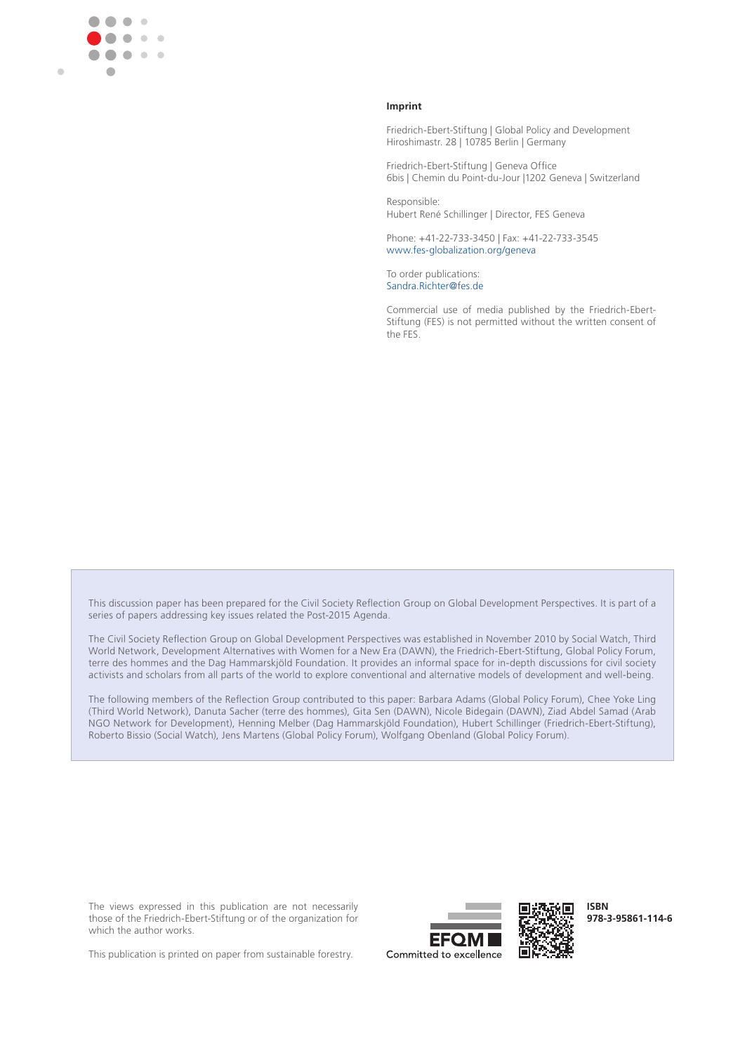**Imprint**

Friedrich-Ebert-Stiftung | Global Policy and Development
Hiroshimastr. 28 | 10785 Berlin | Germany

Friedrich-Ebert-Stiftung | Geneva Office
6bis | Chemin du Point-du-Jour |1202 Geneva | Switzerland

Responsible:
Hubert René Schillinger | Director, FES Geneva

Phone: +41-22-733-3450 | Fax: +41-22-733-3545
www.fes-globalization.org/geneva

To order publications:
Sandra.Richter@fes.de

Commercial use of media published by the Friedrich-Ebert-Stiftung (FES) is not permitted without the written consent of the FES.

This discussion paper has been prepared for the Civil Society Reflection Group on Global Development Perspectives. It is part of a series of papers addressing key issues related the Post-2015 Agenda.

The Civil Society Reflection Group on Global Development Perspectives was established in November 2010 by Social Watch, Third World Network, Development Alternatives with Women for a New Era (DAWN), the Friedrich-Ebert-Stiftung, Global Policy Forum, terre des hommes and the Dag Hammarskjöld Foundation. It provides an informal space for in-depth discussions for civil society activists and scholars from all parts of the world to explore conventional and alternative models of development and well-being.

The following members of the Reflection Group contributed to this paper: Barbara Adams (Global Policy Forum), Chee Yoke Ling (Third World Network), Danuta Sacher (terre des hommes), Gita Sen (DAWN), Nicole Bidegain (DAWN), Ziad Abdel Samad (Arab NGO Network for Development), Henning Melber (Dag Hammarskjöld Foundation), Hubert Schillinger (Friedrich-Ebert-Stiftung), Roberto Bissio (Social Watch), Jens Martens (Global Policy Forum), Wolfgang Obenland (Global Policy Forum).

The views expressed in this publication are not necessarily those of the Friedrich-Ebert-Stiftung or of the organization for which the author works.

This publication is printed on paper from sustainable forestry.

EFQM
Committed to excellence

**ISBN**
**978-3-95861-114-6**